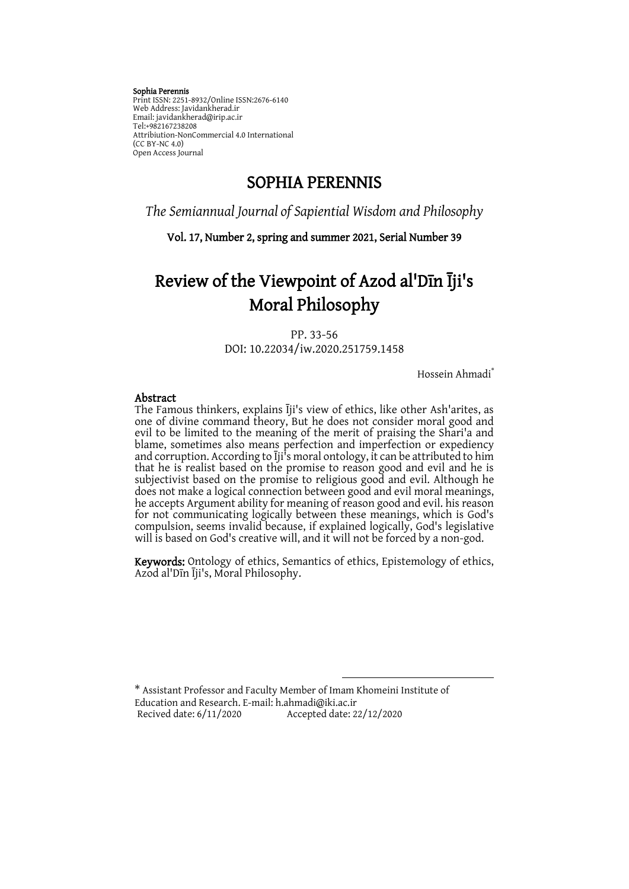**Sophia Perennis**
Print ISSN: 2251-8932/Online ISSN:2676-6140
Web Address: Javidankherad.ir
Email: javidankherad@irip.ac.ir
Tel:+982167238208
Attribiution-NonCommercial 4.0 International
(CC BY-NC 4.0)
Open Access Journal

# SOPHIA PERENNIS

*The Semiannual Journal of Sapiential Wisdom and Philosophy*

**Vol. 17, Number 2, spring and summer 2021, Serial Number 39**

# Review of the Viewpoint of Azod al'Dīn Īji's Moral Philosophy

PP. 33-56
DOI: 10.22034/iw.2020.251759.1458

Hossein Ahmadi*

## Abstract

The Famous thinkers, explains Īji's view of ethics, like other Ash'arites, as one of divine command theory, But he does not consider moral good and evil to be limited to the meaning of the merit of praising the Shari'a and blame, sometimes also means perfection and imperfection or expediency and corruption. According to Īji's moral ontology, it can be attributed to him that he is realist based on the promise to reason good and evil and he is subjectivist based on the promise to religious good and evil. Although he does not make a logical connection between good and evil moral meanings, he accepts Argument ability for meaning of reason good and evil. his reason for not communicating logically between these meanings, which is God's compulsion, seems invalid because, if explained logically, God's legislative will is based on God's creative will, and it will not be forced by a non-god.

**Keywords:** Ontology of ethics, Semantics of ethics, Epistemology of ethics, Azod al'Dīn Īji's, Moral Philosophy.

---

\* Assistant Professor and Faculty Member of Imam Khomeini Institute of Education and Research. E-mail: h.ahmadi@iki.ac.ir
Recived date: 6/11/2020 Accepted date: 22/12/2020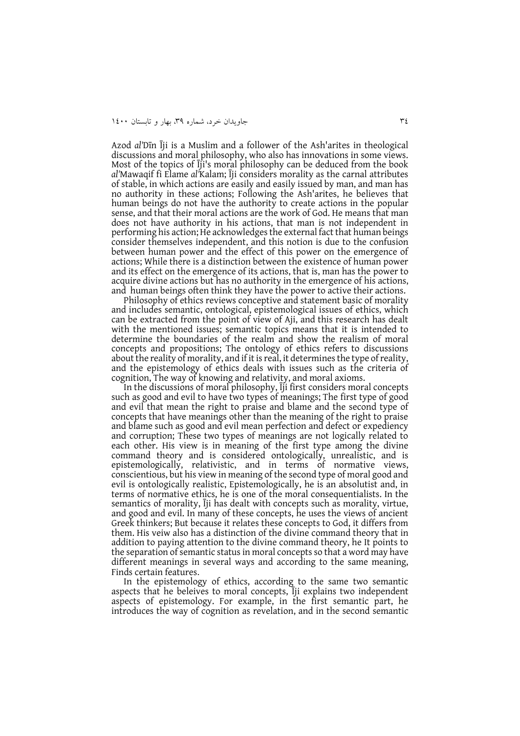Azod *al'*DīnĪji is a Muslim and a follower of the Ash'arites in theological discussions and moral philosophy, who also has innovations in some views. Most of the topics of Īji's moral philosophy can be deduced from the book *al'*Mawaqif fi Elame *al'*Kalam; Īji considers morality as the carnal attributes of stable, in which actions are easily and easily issued by man, and man has no authority in these actions; Following the Ash'arites, he believes that human beings do not have the authority to create actions in the popular sense, and that their moral actions are the work of God. He means that man does not have authority in his actions, that man is not independent in performing his action; He acknowledges the external fact that human beings consider themselves independent, and this notion is due to the confusion between human power and the effect of this power on the emergence of actions; While there is a distinction between the existence of human power and its effect on the emergence of its actions, that is, man has the power to acquire divine actions but has no authority in the emergence of his actions, and human beings often think they have the power to active their actions.

Philosophy of ethics reviews conceptive and statement basic of morality and includes semantic, ontological, epistemological issues of ethics, which can be extracted from the point of view of Aji, and this research has dealt with the mentioned issues; semantic topics means that it is intended to determine the boundaries of the realm and show the realism of moral concepts and propositions; The ontology of ethics refers to discussions about the reality of morality, and if it is real, it determines the type of reality, and the epistemology of ethics deals with issues such as the criteria of cognition, The way of knowing and relativity, and moral axioms.

In the discussions of moral philosophy, Īji first considers moral concepts such as good and evil to have two types of meanings; The first type of good and evil that mean the right to praise and blame and the second type of concepts that have meanings other than the meaning of the right to praise and blame such as good and evil mean perfection and defect or expediency and corruption; These two types of meanings are not logically related to each other. His view is in meaning of the first type among the divine command theory and is considered ontologically, unrealistic, and is epistemologically, relativistic, and in terms of normative views, conscientious, but his view in meaning of the second type of moral good and evil is ontologically realistic, Epistemologically, he is an absolutist and, in terms of normative ethics, he is one of the moral consequentialists. In the semantics of morality, Īji has dealt with concepts such as morality, virtue, and good and evil. In many of these concepts, he uses the views of ancient Greek thinkers; But because it relates these concepts to God, it differs from them. His veiw also has a distinction of the divine command theory that in addition to paying attention to the divine command theory, he It points to the separation of semantic status in moral concepts so that a word may have different meanings in several ways and according to the same meaning, Finds certain features.

In the epistemology of ethics, according to the same two semantic aspects that he beleives to moral concepts, Īji explains two independent aspects of epistemology. For example, in the first semantic part, he introduces the way of cognition as revelation, and in the second semantic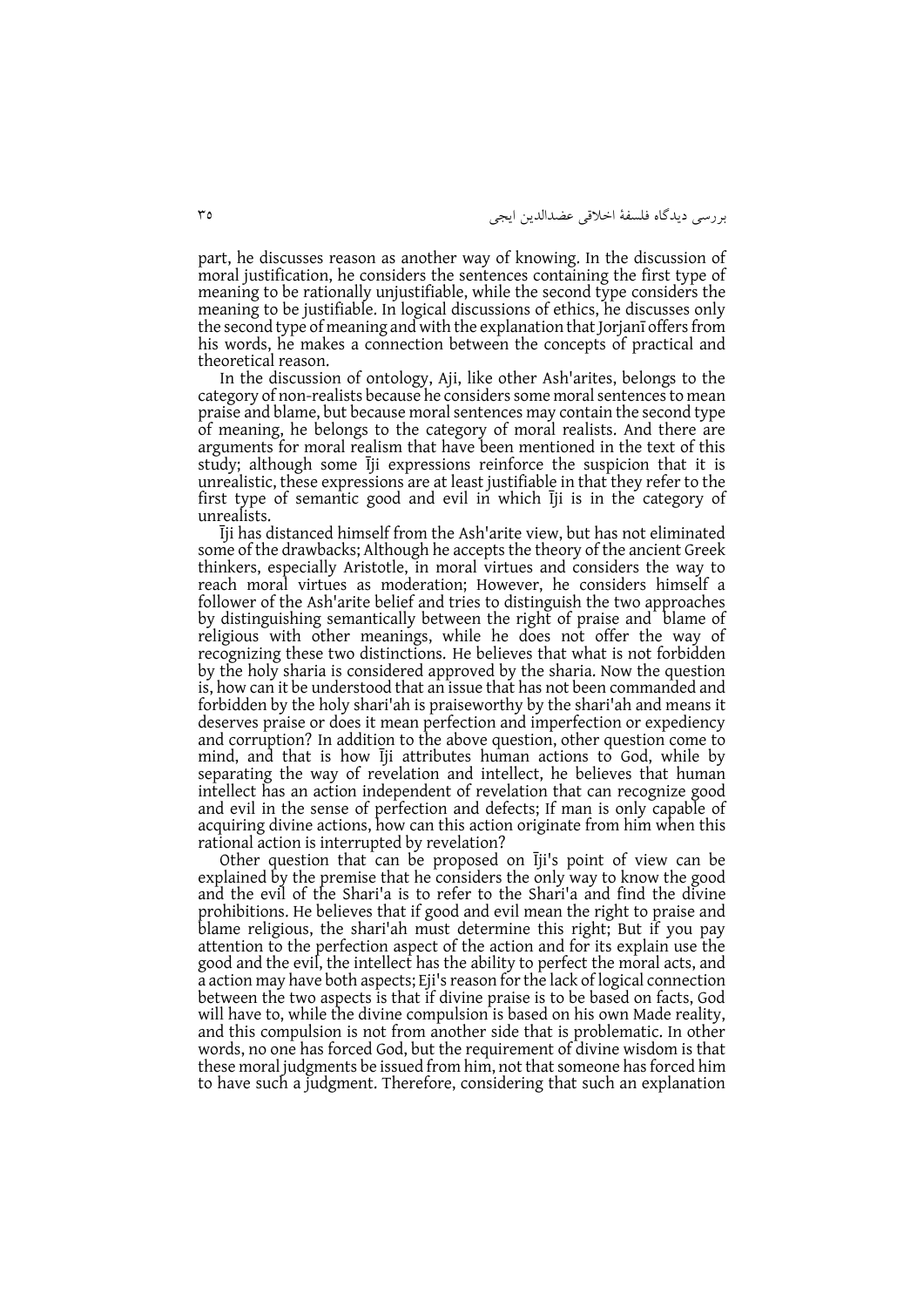part, he discusses reason as another way of knowing. In the discussion of moral justification, he considers the sentences containing the first type of meaning to be rationally unjustifiable, while the second type considers the meaning to be justifiable. In logical discussions of ethics, he discusses only the second type of meaning and with the explanation that Jorjanī offers from his words, he makes a connection between the concepts of practical and theoretical reason.

In the discussion of ontology, Aji, like other Ash'arites, belongs to the category of non-realists because he considers some moral sentences to mean praise and blame, but because moral sentences may contain the second type of meaning, he belongs to the category of moral realists. And there are arguments for moral realism that have been mentioned in the text of this study; although some Īji expressions reinforce the suspicion that it is unrealistic, these expressions are at least justifiable in that they refer to the first type of semantic good and evil in which Īji is in the category of unrealists.

Īji has distanced himself from the Ash'arite view, but has not eliminated some of the drawbacks; Although he accepts the theory of the ancient Greek thinkers, especially Aristotle, in moral virtues and considers the way to reach moral virtues as moderation; However, he considers himself a follower of the Ash'arite belief and tries to distinguish the two approaches by distinguishing semantically between the right of praise and blame of religious with other meanings, while he does not offer the way of recognizing these two distinctions. He believes that what is not forbidden by the holy sharia is considered approved by the sharia. Now the question is, how can it be understood that an issue that has not been commanded and forbidden by the holy shari'ah is praiseworthy by the shari'ah and means it deserves praise or does it mean perfection and imperfection or expediency and corruption? In addition to the above question, other question come to mind, and that is how Īji attributes human actions to God, while by separating the way of revelation and intellect, he believes that human intellect has an action independent of revelation that can recognize good and evil in the sense of perfection and defects; If man is only capable of acquiring divine actions, how can this action originate from him when this rational action is interrupted by revelation?

Other question that can be proposed on Īji's point of view can be explained by the premise that he considers the only way to know the good and the evil of the Shari'a is to refer to the Shari'a and find the divine prohibitions. He believes that if good and evil mean the right to praise and blame religious, the shari'ah must determine this right; But if you pay attention to the perfection aspect of the action and for its explain use the good and the evil, the intellect has the ability to perfect the moral acts, and a action may have both aspects; Eji's reason for the lack of logical connection between the two aspects is that if divine praise is to be based on facts, God will have to, while the divine compulsion is based on his own Made reality, and this compulsion is not from another side that is problematic. In other words, no one has forced God, but the requirement of divine wisdom is that these moral judgments be issued from him, not that someone has forced him to have such a judgment. Therefore, considering that such an explanation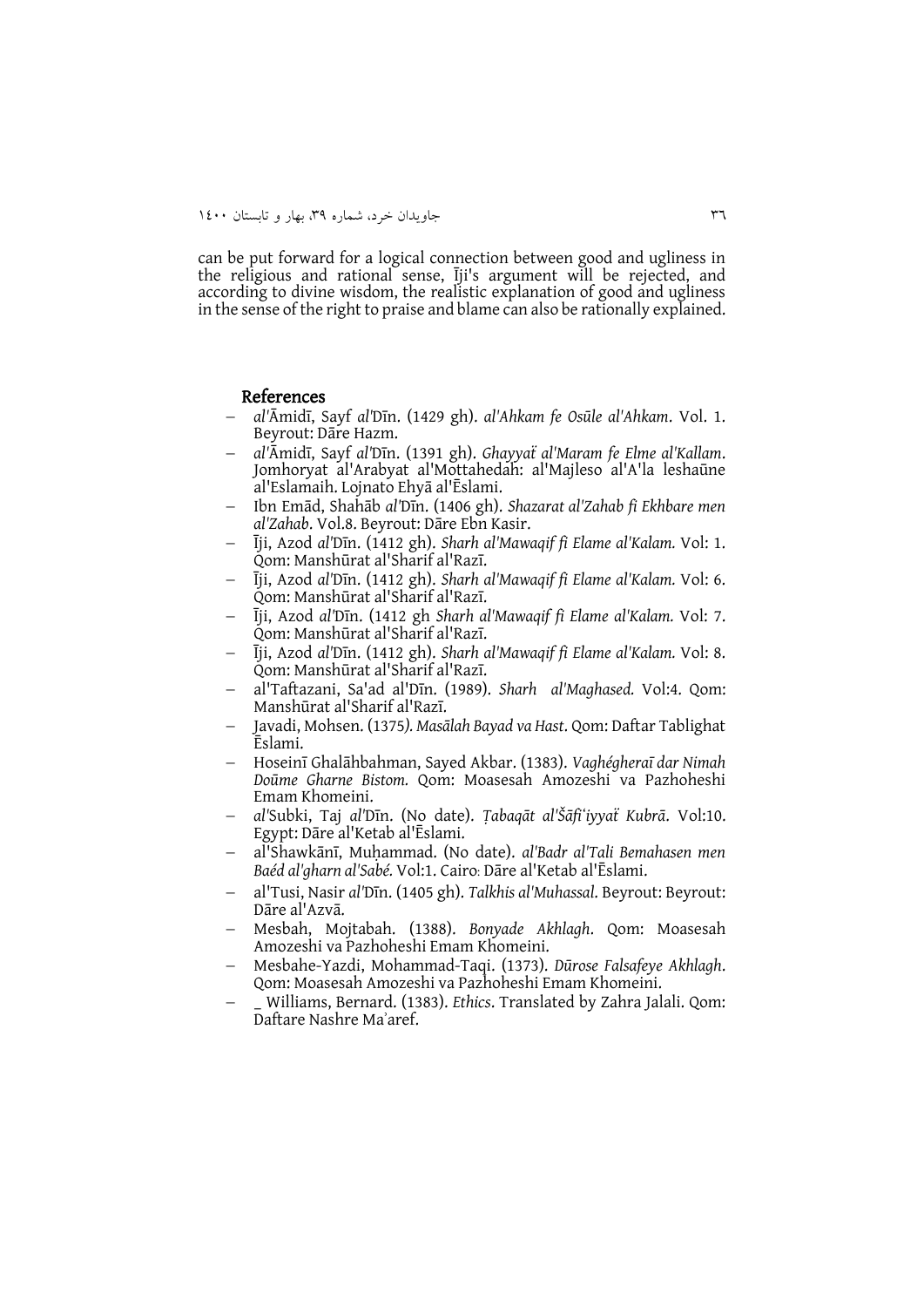can be put forward for a logical connection between good and ugliness in the religious and rational sense, Īji's argument will be rejected, and according to divine wisdom, the realistic explanation of good and ugliness in the sense of the right to praise and blame can also be rationally explained.

## References

- *al'*Āmidī, Sayf *al'*Dīn. (1429 gh). *al'Ahkam fe Osūle al'Ahkam*. Vol. 1. Beyrout: Dāre Hazm.
- *al'*Āmidī, Sayf *al'*Dīn. (1391 gh). *Ghayyaẗ al'Maram fe Elme al'Kallam*. Jomhoryat al'Arabyat al'Mottahedah: al'Majleso al'A'la leshaūne al'Eslamaih. Lojnato Ehyā al'Ēslami.
- Ibn Emād, Shahāb *al'*Dīn. (1406 gh). *Shazarat al'Zahab fi Ekhbare men al'Zahab*. Vol.8. Beyrout: Dāre Ebn Kasir.
- Īji, Azod *al'*Dīn. (1412 gh). *Sharh al'Mawaqif fi Elame al'Kalam.* Vol: 1. Qom: Manshūrat al'Sharif al'Razī.
- Īji, Azod *al'*Dīn. (1412 gh). *Sharh al'Mawaqif fi Elame al'Kalam.* Vol: 6. Qom: Manshūrat al'Sharif al'Razī.
- Īji, Azod *al'*Dīn. (1412 gh *Sharh al'Mawaqif fi Elame al'Kalam.* Vol: 7. Qom: Manshūrat al'Sharif al'Razī.
- Īji, Azod *al'*Dīn. (1412 gh). *Sharh al'Mawaqif fi Elame al'Kalam.* Vol: 8. Qom: Manshūrat al'Sharif al'Razī.
- al'Taftazani, Sa'ad al'Dīn. (1989). *Sharh al'Maghased.* Vol:4. Qom: Manshūrat al'Sharif al'Razī.
- Javadi, Mohsen. (1375*). Masālah Bayad va Hast*. Qom: Daftar Tablighat Ēslami.
- Hoseinī Ghalāhbahman, Sayed Akbar. (1383). *Vaghégheraī dar Nimah Doūme Gharne Bistom.* Qom: Moasesah Amozeshi va Pazhoheshi Emam Khomeini.
- *al'*Subki, Taj *al'*Dīn. (No date). *Ṭabaqāt al'Šāfiʿiyyaẗ Kubrā*. Vol:10. Egypt: Dāre al'Ketab al'Ēslami.
- al'Shawkānī, Muḥammad. (No date). *al'Badr al'Tali Bemahasen men Baéd al'gharn al'Sabé.* Vol:1. Cairo: Dāre al'Ketab al'Ēslami.
- al'Tusi, Nasir *al'*Dīn. (1405 gh). *Talkhis al'Muhassal*. Beyrout: Beyrout: Dāre al'Azvā.
- Mesbah, Mojtabah. (1388). *Bonyade Akhlagh*. Qom: Moasesah Amozeshi va Pazhoheshi Emam Khomeini.
- Mesbahe-Yazdi, Mohammad-Taqi. (1373). *Dūrose Falsafeye Akhlagh*. Qom: Moasesah Amozeshi va Pazhoheshi Emam Khomeini.
- _ Williams, Bernard. (1383). *Ethics*. Translated by Zahra Jalali. Qom: Daftare Nashre Maʾaref.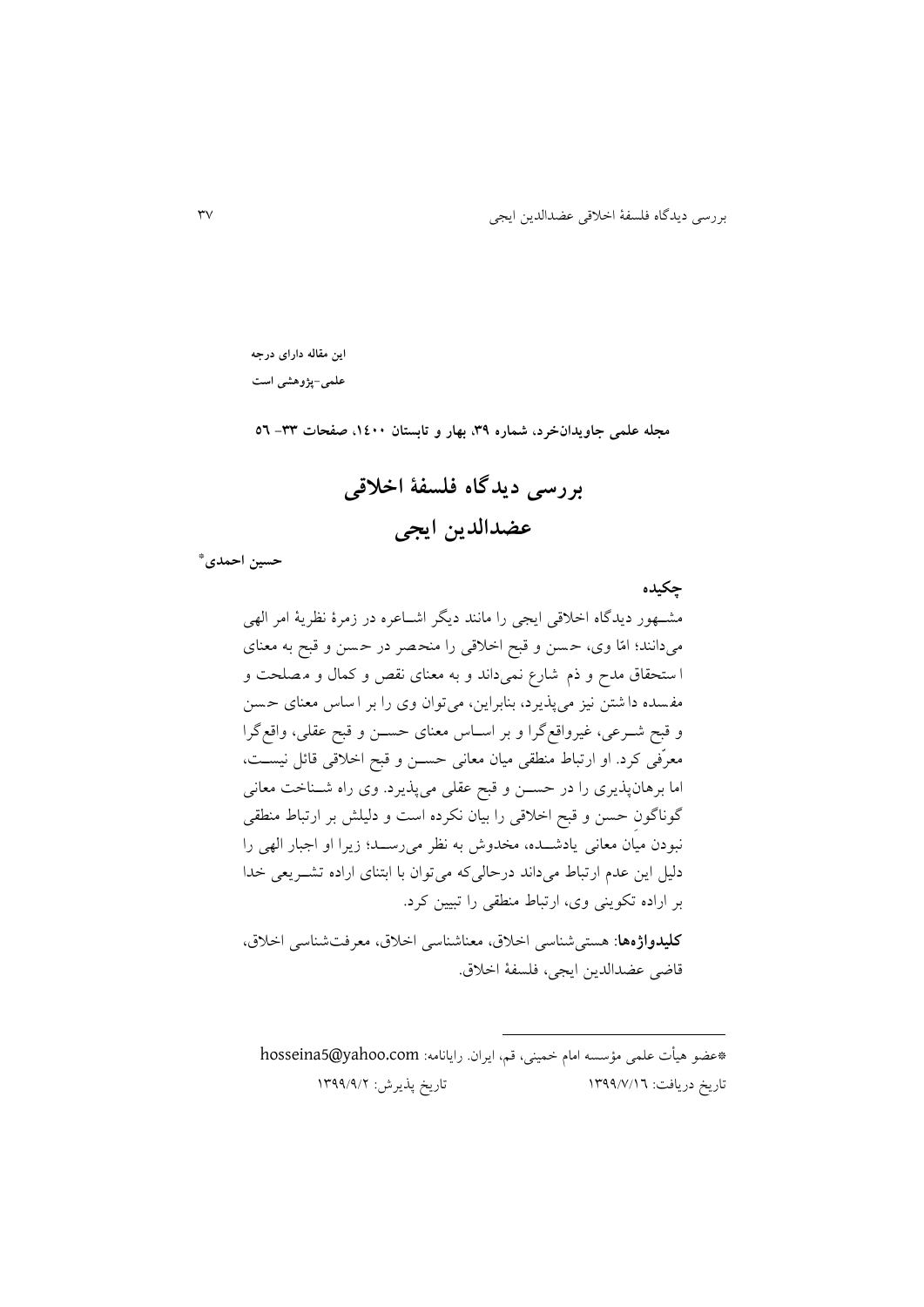این مقاله دارای درجه
علمی-پژوهشی است

**مجله علمی جاویدان‌خرد، شماره ۳۹، بهار و تابستان ۱۴۰۰، صفحات ۳۳- ۵۶**

# بررسی دیدگاه فلسفۀ اخلاقی عضدالدین ایجی

**حسین احمدی**[*]

## چکیده

مشهور دیدگاه اخلاقی ایجی را مانند دیگر اشاعره در زمرۀ نظریۀ امر الهی می‌دانند؛ امّا وی، حسن و قبح اخلاقی را منحصر در حسن و قبح به معنای استحقاق مدح و ذم شارع نمی‌داند و به معنای نقص و کمال و مصلحت و مفسده داشتن نیز می‌پذیرد، بنابراین، می‌توان وی را بر اساس معنای حسن و قبح شرعی، غیرواقع‌گرا و بر اساس معنای حسن و قبح عقلی، واقع‌گرا معرّفی کرد. او ارتباط منطقی میان معانی حسن و قبح اخلاقی قائل نیست، اما برهان‌پذیری را در حسن و قبح عقلی می‌پذیرد. وی راه شناخت معانی گوناگونِ حسن و قبح اخلاقی را بیان نکرده است و دلیلش بر ارتباط منطقی نبودن میان معانی یادشده، مخدوش به نظر می‌رسد؛ زیرا او اجبار الهی را دلیل این عدم ارتباط می‌داند درحالی‌که می‌توان با ابتنای اراده تشریعی خدا بر اراده تکوینی وی، ارتباط منطقی را تبیین کرد.

**کلیدواژه‌ها**: هستی‌شناسی اخلاق، معناشناسی اخلاق، معرفت‌شناسی اخلاق، قاضی عضدالدین ایجی، فلسفۀ اخلاق.

---

*عضو هیأت علمی مؤسسه امام خمینی، قم، ایران. رایانامه: hosseina5@yahoo.com

تاریخ دریافت: ۱۳۹۹/۷/۱۶ تاریخ پذیرش: ۱۳۹۹/۹/۲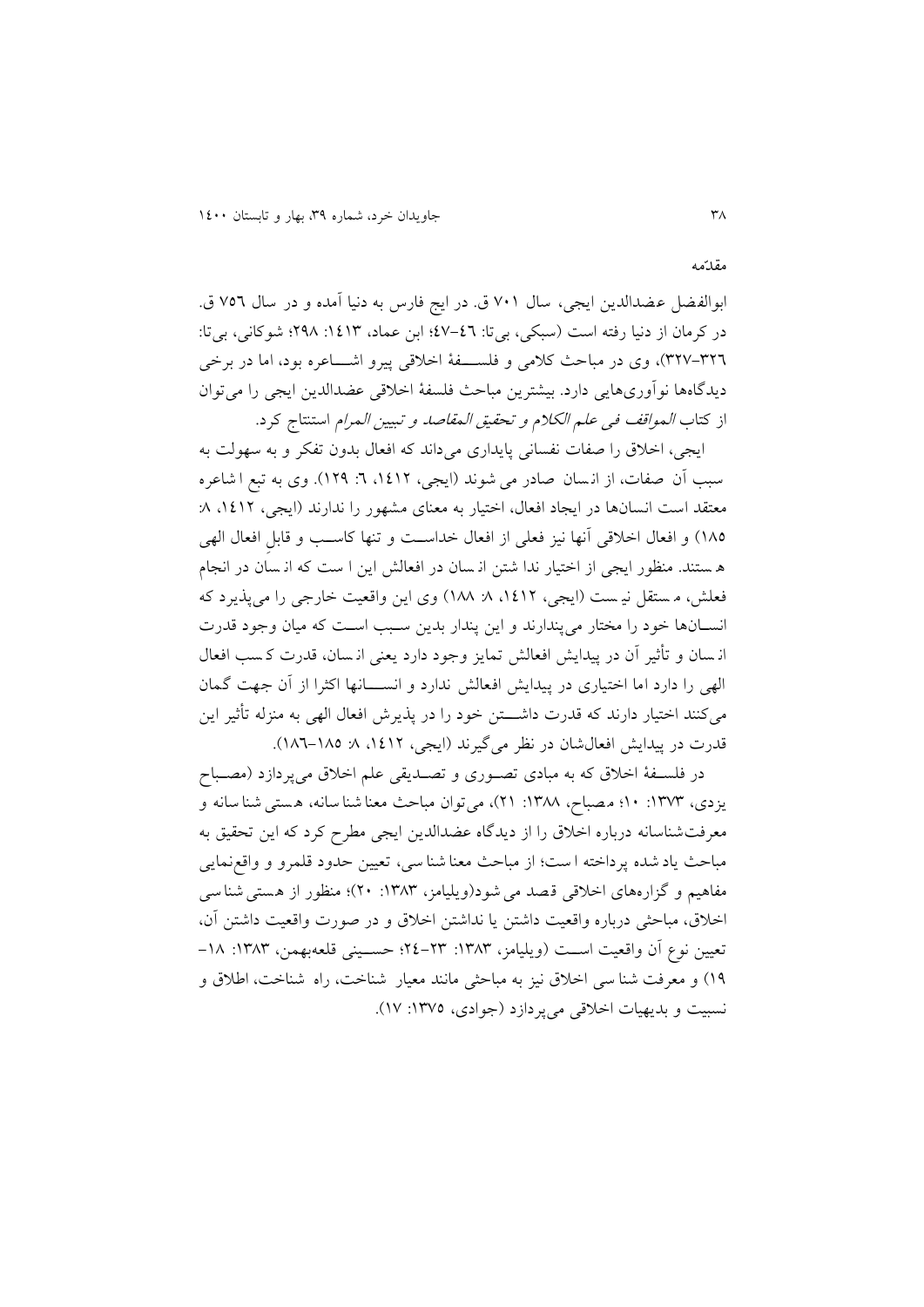## مقدّمه

ابوالفضل عضدالدین ایجی، سال ۷۰۱ ق. در ایج فارس به دنیا آمده و در سال ۷۵٦ ق. در کرمان از دنیا رفته است (سبکی، بی‌تا: ٤٦-٤٧؛ ابن عماد، ١٤١٣: ٢٩٨؛ شوکانی، بی‌تا: ٣٢٦-٣٢٧)، وی در مباحث کلامی و فلسفهٔ اخلاقی پیرو اشاعره بود، اما در برخی دیدگاه‌ها نوآوری‌هایی دارد. بیشترین مباحث فلسفهٔ اخلاقی عضدالدین ایجی را می‌توان از کتاب *المواقف فی علم الکلام* و *تحقیق المقاصد و تبیین المرام* استنتاج کرد.

ایجی، اخلاق را صفات نفسانی پایداری می‌داند که افعال بدون تفکر و به سهولت به سبب آن صفات، از انسان صادر می شوند (ایجی، ١٤١٢، ٦: ١٢٩). وی به تبع اشاعره معتقد است انسان‌ها در ایجاد افعال، اختیار به معنای مشهور را ندارند (ایجی، ١٤١٢، ٨: ١٨٥) و افعال اخلاقی آنها نیز فعلی از افعال خداست و تنها کاسب و قابلِ افعال الهی هستند. منظور ایجی از اختیار نداشتن انسان در افعالش این است که انسان در انجام فعلش، مستقل نیست (ایجی، ١٤١٢، ٨: ١٨٨) وی این واقعیت خارجی را می‌پذیرد که انسان‌ها خود را مختار می‌پندارند و این پندار بدین سبب است که میان وجود قدرت انسان و تأثیر آن در پیدایش افعالش تمایز وجود دارد یعنی انسان، قدرت کسب افعال الهی را دارد اما اختیاری در پیدایش افعالش ندارد و انسانها اکثرا از آن جهت گمان می‌کنند اختیار دارند که قدرت داشتن خود را در پذیرش افعال الهی به منزله تأثیر این قدرت در پیدایش افعال‌شان در نظر می‌گیرند (ایجی، ١٤١٢، ٨: ١٨٥-١٨٦).

در فلسفهٔ اخلاق که به مبادی تصوری و تصدیقی علم اخلاق می‌پردازد (مصباح یزدی، ١٣٧٣: ١٠؛ مصباح، ١٣٨٨: ٢١)، می‌توان مباحث معناشناسانه، هستی‌شناسانه و معرفت‌شناسانه دربارهٔ اخلاق را از دیدگاه عضدالدین ایجی مطرح کرد که این تحقیق به مباحث یاد شده پرداخته است؛ از مباحث معناشناسی، تعیین حدود قلمرو و واقع‌نمایی مفاهیم و گزاره‌های اخلاقی قصد می شود(ویلیامز، ١٣٨٣: ٢٠)؛ منظور از هستی‌شناسی اخلاق، مباحثی درباره واقعیت داشتن یا نداشتن اخلاق و در صورت واقعیت داشتن آن، تعیین نوع آن واقعیت است (ویلیامز، ١٣٨٣: ٢٣-٢٤؛ حسینی قلعه‌بهمن، ١٣٨٣: ١٨-١٩) و معرفت‌شناسی اخلاق نیز به مباحثی مانند معیار شناخت، راه شناخت، اطلاق و نسبیت و بدیهیات اخلاقی می‌پردازد (جوادی، ١٣٧٥: ١٧).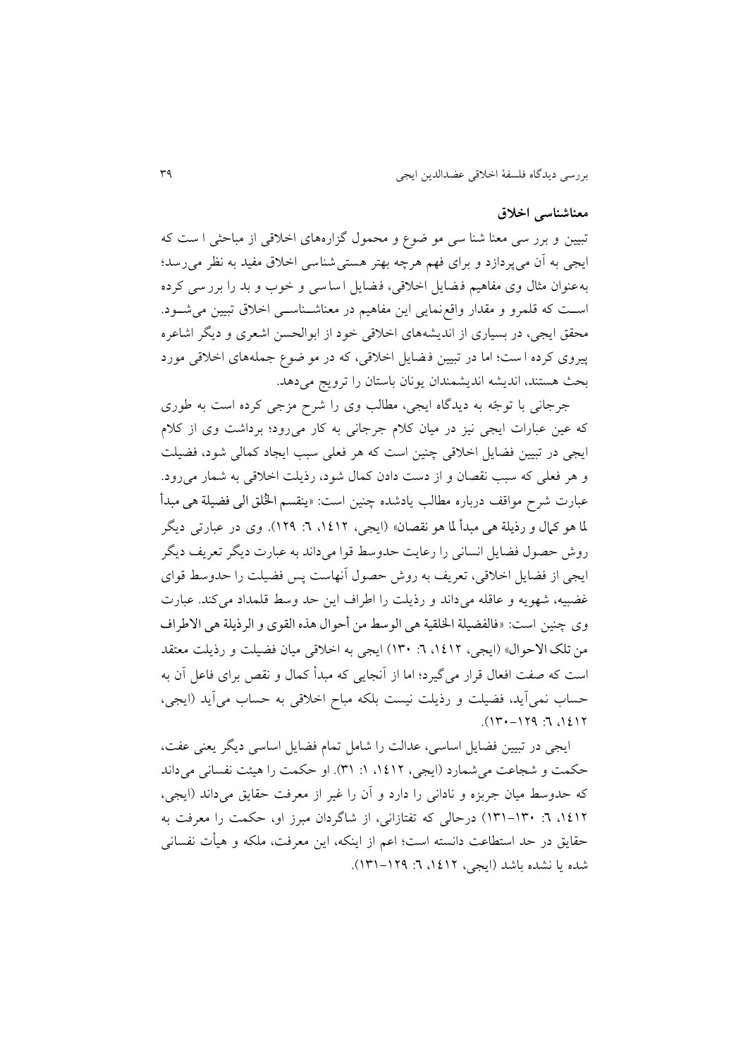## معناشناسی اخلاق

تبیین و بررسی معناشناسی موضوع و محمول گزاره‌های اخلاقی از مباحثی است که ایجی به آن می‌پردازد و برای فهم هرچه بهتر هستی‌شناسی اخلاق مفید به نظر می‌رسد؛ به‌عنوان مثال وی مفاهیم فضایل اخلاقی، فضایل اساسی و خوب و بد را بررسی کرده است که قلمرو و مقدار واقع‌نمایی این مفاهیم در معناشناسی اخلاق تبیین می‌شود. محقق ایجی، در بسیاری از اندیشه‌های اخلاقی خود از ابوالحسن اشعری و دیگر اشاعره پیروی کرده است؛ اما در تبیین فضایل اخلاقی، که در موضوع جمله‌های اخلاقی مورد بحث هستند، اندیشه اندیشمندان یونان باستان را ترویج می‌دهد.

جرجانی با توجّه به دیدگاه ایجی، مطالب وی را شرح مزجی کرده است به طوری که عین عبارات ایجی نیز در میان کلام جرجانی به کار می‌رود؛ برداشت وی از کلام ایجی در تبیین فضایل اخلاقی چنین است که هر فعلی سبب ایجاد کمالی شود، فضیلت و هر فعلی که سبب نقصان و از دست دادن کمال شود، رذیلت اخلاقی به شمار می‌رود. عبارت شرح مواقف درباره مطالب یادشده چنین است: «ینقسم الخُلق الی فضیلة هی مبدأ لما هو کمال و رذیلة هی مبدأ لما هو نقصان» (ایجی، ۱۴۱۲، ۶: ۱۲۹). وی در عبارتی دیگر روش حصول فضایل انسانی را رعایت حدوسط قوا می‌داند به عبارت دیگر تعریف دیگر ایجی از فضایل اخلاقی، تعریف به روش حصول آنهاست پس فضیلت را حدوسط قوای غضبیه، شهویه و عاقله می‌داند و رذیلت را اطراف این حد وسط قلمداد می‌کند. عبارت وی چنین است: «فالفضیلة الخلقیة هی الوسط من أحوال هذه القوی و الرذیلة هی الاطراف من تلک الاحوال» (ایجی، ۱۴۱۲، ۶: ۱۳۰) ایجی به اخلاقی میان فضیلت و رذیلت معتقد است که صفت افعال قرار می‌گیرد؛ اما از آنجایی که مبدأ کمال و نقص برای فاعل آن به حساب نمی‌آید، فضیلت و رذیلت نیست بلکه مباح اخلاقی به حساب می‌آید (ایجی، ۱۴۱۲، ۶: ۱۲۹-۱۳۰).

ایجی در تبیین فضایل اساسی، عدالت را شامل تمام فضایل اساسی دیگر یعنی عفت، حکمت و شجاعت می‌شمارد (ایجی، ۱۴۱۲، ۱: ۳۱). او حکمت را هیئت نفسانی می‌داند که حدوسط میان جربزه و نادانی را دارد و آن را غیر از معرفت حقایق می‌داند (ایجی، ۱۴۱۲، ۶: ۱۳۰-۱۳۱) درحالی که تفتازانی، از شاگردان مبرز او، حکمت را معرفت به حقایق در حد استطاعت دانسته است؛ اعم از اینکه، این معرفت، ملکه و هیأت نفسانی شده یا نشده باشد (ایجی، ۱۴۱۲، ۶: ۱۲۹-۱۳۱).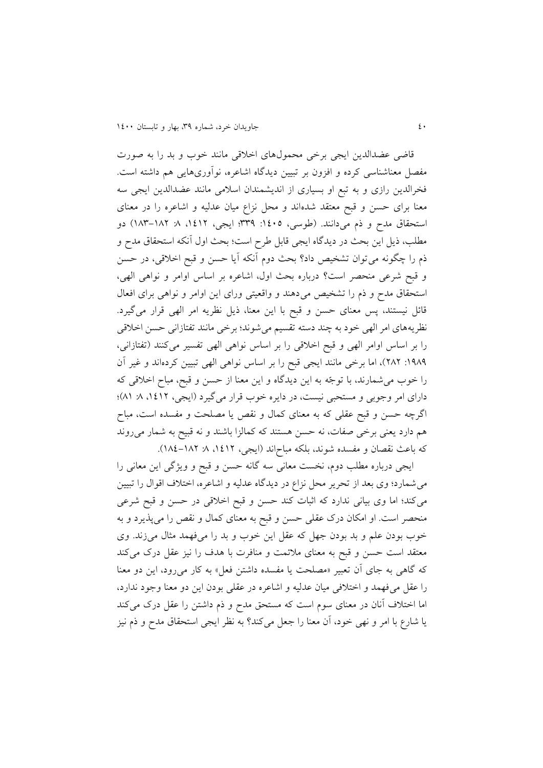قاضی عضدالدین ایجی برخی محمول‌های اخلاقی مانند خوب و بد را به صورت مفصل معناشناسی کرده و افزون بر تبیین دیدگاه اشاعره، نوآوری‌هایی هم داشته است. فخرالدین رازی و به تبع او بسیاری از اندیشمندان اسلامی مانند عضدالدین ایجی سه معنا برای حسن و قبح معتقد شده‌اند و محل نزاع میان عدلیه و اشاعره را در معنای استحقاق مدح و ذم می‌دانند. (طوسی، ۱۴۰۵: ۳۳۹؛ ایجی، ۱۴۱۲، ۸: ۱۸۲-۱۸۳) دو مطلب، ذیل این بحث در دیدگاه ایجی قابل طرح است؛ بحث اول آنکه استحقاق مدح و ذم را چگونه می‌توان تشخیص داد؟ بحث دوم آنکه آیا حسن و قبح اخلاقی، در حسن و قبح شرعی منحصر است؟ درباره بحث اول، اشاعره بر اساس اوامر و نواهی الهی، استحقاق مدح و ذم را تشخیص می‌دهند و واقعیتی ورای این اوامر و نواهی برای افعال قائل نیستند، پس معنای حسن و قبح با این معنا، ذیل نظریه امر الهی قرار می‌گیرد. نظریه‌های امر الهی خود به چند دسته تقسیم می‌شوند؛ برخی مانند تفتازانی حسن اخلاقی را بر اساس اوامر الهی و قبح اخلاقی را بر اساس نواهی الهی تفسیر می‌کنند (تفتازانی، ۱۹۸۹: ۲۸۲)، اما برخی مانند ایجی قبح را بر اساس نواهی الهی تبیین کرده‌اند و غیر آن را خوب می‌شمارند، با توجّه به این دیدگاه و این معنا از حسن و قبح، مباح اخلاقی که دارای امر وجوبی و مستحبی نیست، در دایره خوب قرار می‌گیرد (ایجی، ۱۴۱۲، ۸: ۸۱)؛ اگرچه حسن و قبح عقلی که به معنای کمال و نقص یا مصلحت و مفسده است، مباح هم دارد یعنی برخی صفات، نه حسن هستند که کمالزا باشند و نه قبیح به شمار می‌روند که باعث نقصان و مفسده شوند، بلکه مباح‌اند (ایجی، ۱۴۱۲، ۸: ۱۸۲-۱۸۴).

ایجی درباره مطلب دوم، نخست معانی سه گانه حسن و قبح و ویژگی این معانی را می‌شمارد؛ وی بعد از تحریر محل نزاع در دیدگاه عدلیه و اشاعره، اختلاف اقوال را تبیین می‌کند؛ اما وی بیانی ندارد که اثبات کند حسن و قبح اخلاقی در حسن و قبح شرعی منحصر است. او امکان درک عقلی حسن و قبح به معنای کمال و نقص را می‌پذیرد و به خوب بودن علم و بد بودن جهل که عقل این خوب و بد را می‌فهمد مثال می‌زند. وی معتقد است حسن و قبح به معنای ملائمت و منافرت با هدف را نیز عقل درک می‌کند که گاهی به جای آن تعبیر «مصلحت یا مفسده داشتن فعل» به کار می‌رود، این دو معنا را عقل می‌فهمد و اختلافی میان عدلیه و اشاعره در عقلی بودن این دو معنا وجود ندارد، اما اختلاف آنان در معنای سوم است که مستحق مدح و ذم داشتن را عقل درک می‌کند یا شارع با امر و نهی خود، آن معنا را جعل می‌کند؟ به نظر ایجی استحقاق مدح و ذم نیز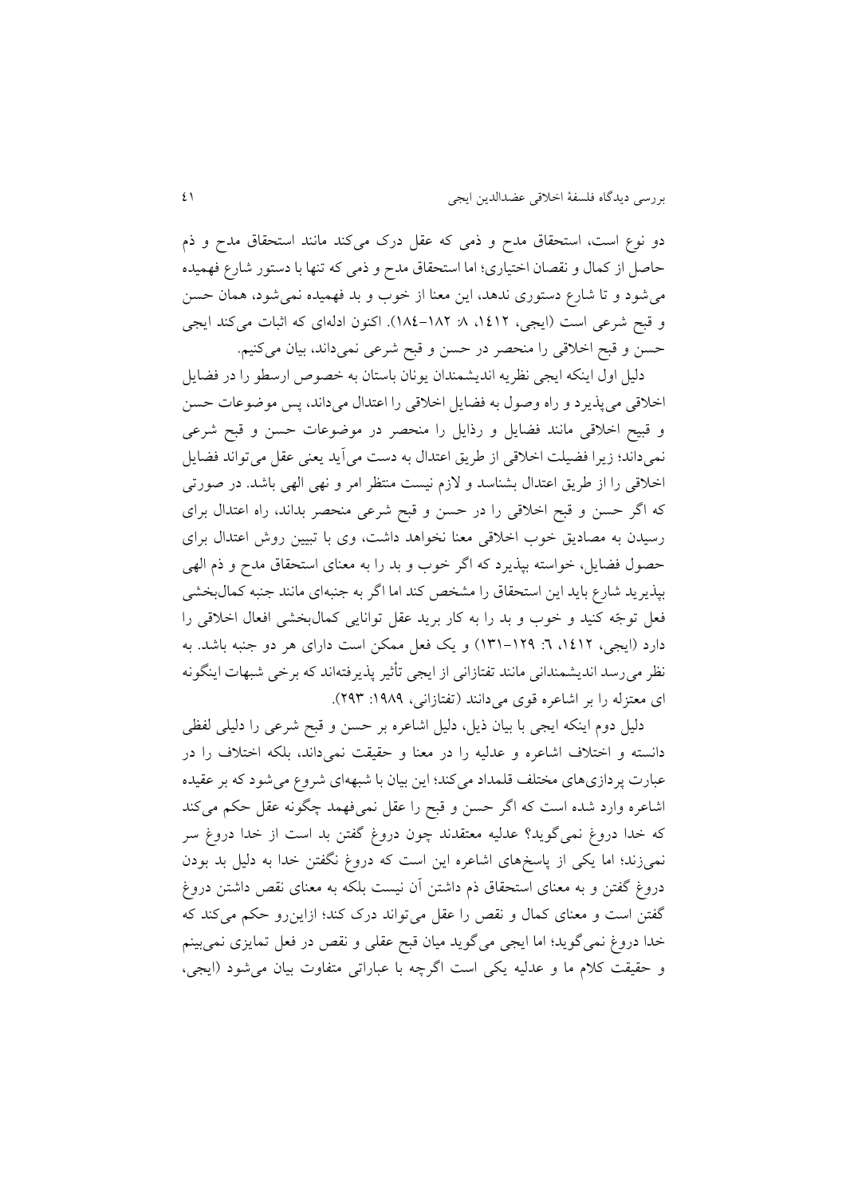دو نوع است، استحقاق مدح و ذمی که عقل درک می‌کند مانند استحقاق مدح و ذم حاصل از کمال و نقصان اختیاری؛ اما استحقاق مدح و ذمی که تنها با دستور شارع فهمیده می‌شود و تا شارع دستوری ندهد، این معنا از خوب و بد فهمیده نمی‌شود، همان حسن و قبح شرعی است (ایجی، ۱۴۱۲، ۸: ۱۸۲–۱۸۴). اکنون ادله‌ای که اثبات می‌کند ایجی حسن و قبح اخلاقی را منحصر در حسن و قبح شرعی نمی‌داند، بیان می‌کنیم.

دلیل اول اینکه ایجی نظریه اندیشمندان یونان باستان به خصوص ارسطو را در فضایل اخلاقی می‌پذیرد و راه وصول به فضایل اخلاقی را اعتدال می‌داند، پس موضوعات حسن و قبیح اخلاقی مانند فضایل و رذایل را منحصر در موضوعات حسن و قبح شرعی نمی‌داند؛ زیرا فضیلت اخلاقی از طریق اعتدال به دست می‌آید یعنی عقل می‌تواند فضایل اخلاقی را از طریق اعتدال بشناسد و لازم نیست منتظر امر و نهی الهی باشد. در صورتی که اگر حسن و قبح اخلاقی را در حسن و قبح شرعی منحصر بداند، راه اعتدال برای رسیدن به مصادیق خوب اخلاقی معنا نخواهد داشت، وی با تبیین روش اعتدال برای حصول فضایل، خواسته بپذیرد که اگر خوب و بد را به معنای استحقاق مدح و ذم الهی بپذیرید شارع باید این استحقاق را مشخص کند اما اگر به جنبه‌ای مانند جنبه کمال‌بخشی فعل توجّه کنید و خوب و بد را به کار برید عقل توانایی کمال‌بخشی افعال اخلاقی را دارد (ایجی، ۱۴۱۲، ۶: ۱۲۹–۱۳۱) و یک فعل ممکن است دارای هر دو جنبه باشد. به نظر می‌رسد اندیشمندانی مانند تفتازانی از ایجی تأثیر پذیرفته‌اند که برخی شبهات اینگونه ای معتزله را بر اشاعره قوی می‌دانند (تفتازانی، ۱۹۸۹: ۲۹۳).

دلیل دوم اینکه ایجی با بیان ذیل، دلیل اشاعره بر حسن و قبح شرعی را دلیلی لفظی دانسته و اختلاف اشاعره و عدلیه را در معنا و حقیقت نمی‌داند، بلکه اختلاف را در عبارت پردازی‌های مختلف قلمداد می‌کند؛ این بیان با شبهه‌ای شروع می‌شود که بر عقیده اشاعره وارد شده است که اگر حسن و قبح را عقل نمی‌فهمد چگونه عقل حکم می‌کند که خدا دروغ نمی‌گوید؟ عدلیه معتقدند چون دروغ گفتن بد است از خدا دروغ سر نمی‌زند؛ اما یکی از پاسخ‌های اشاعره این است که دروغ نگفتن خدا به دلیل بد بودن دروغ گفتن و به معنای استحقاق ذم داشتن آن نیست بلکه به معنای نقص داشتن دروغ گفتن است و معنای کمال و نقص را عقل می‌تواند درک کند؛ ازاین‌رو حکم می‌کند که خدا دروغ نمی‌گوید؛ اما ایجی می‌گوید میان قبح عقلی و نقص در فعل تمایزی نمی‌بینم و حقیقت کلام ما و عدلیه یکی است اگرچه با عباراتی متفاوت بیان می‌شود (ایجی،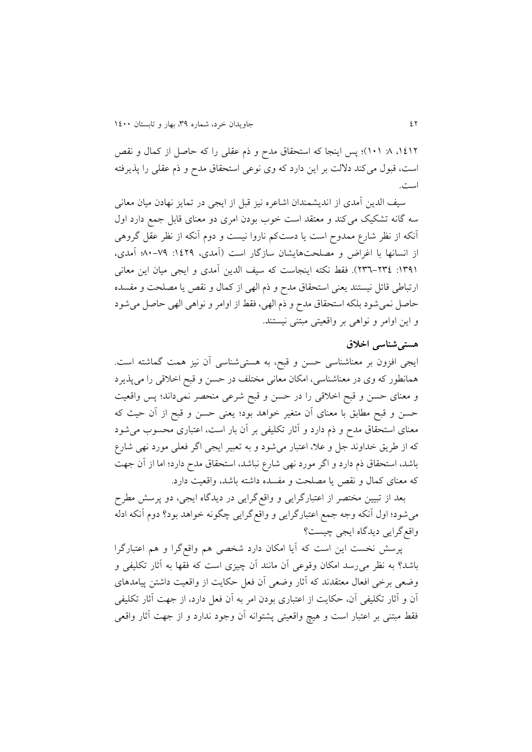۱۴۱۲، ۸: ۱۰۱)؛ پس اینجا که استحقاق مدح و ذم عقلی را که حاصل از کمال و نقص است، قبول می‌کند دلالت بر این دارد که وی نوعی استحقاق مدح و ذم عقلی را پذیرفته است.

سیف الدین آمدی از اندیشمندان اشاعره نیز قبل از ایجی در تمایز نهادن میان معانی سه گانه تشکیک می‌کند و معتقد است خوب بودن امری دو معنای قابل جمع دارد اول آنکه از نظر شارع ممدوح است یا دست‌کم ناروا نیست و دوم آنکه از نظر عقل گروهی از انسانها با اغراض و مصلحت‌هایشان سازگار است (آمدی، ۱۴۲۹: ۷۹-۸۰؛ آمدی، ۱۳۹۱: ۲۳۴-۲۳۶). فقط نکته اینجاست که سیف الدین آمدی و ایجی میان این معانی ارتباطی قائل نیستند یعنی استحقاق مدح و ذم الهی از کمال و نقص یا مصلحت و مفسده حاصل نمی‌شود بلکه استحقاق مدح و ذم الهی، فقط از اوامر و نواهی الهی حاصل می‌شود و این اوامر و نواهی بر واقعیتی مبتنی نیستند.

## هستی‌شناسی اخلاق

ایجی افزون بر معناشناسی حسن و قبح، به هستی‌شناسی آن نیز همت گماشته است. همانطور که وی در معناشناسی، امکان معانی مختلف در حسن و قبح اخلاقی را می‌پذیرد و معنای حسن و قبح اخلاقی را در حسن و قبح شرعی منحصر نمی‌داند؛ پس واقعیت حسن و قبح مطابق با معنای آن متغیر خواهد بود؛ یعنی حسن و قبح از آن حیث که معنای استحقاق مدح و ذم دارد و آثار تکلیفی بر آن بار است، اعتباری محسوب می‌شود که از طریق خداوند جل و علا، اعتبار می‌شود و به تعبیر ایجی اگر فعلی مورد نهی شارع باشد، استحقاق ذم دارد و اگر مورد نهی شارع نباشد، استحقاق مدح دارد؛ اما از آن جهت که معنای کمال و نقص یا مصلحت و مفسده داشته باشد، واقعیت دارد.

بعد از تبیین مختصر از اعتبارگرایی و واقع‌گرایی در دیدگاه ایجی، دو پرسش مطرح می‌شود؛ اول آنکه وجه جمع اعتبارگرایی و واقع‌گرایی چگونه خواهد بود؟ دوم آنکه ادله واقع‌گرایی دیدگاه ایجی چیست؟

پرسش نخست این است که آیا امکان دارد شخصی هم واقع‌گرا و هم اعتبارگرا باشد؟ به نظر می‌رسد امکان وقوعی آن مانند آن چیزی است که فقها به آثار تکلیفی و وضعی برخی افعال معتقدند که آثار وضعی آن فعل حکایت از واقعیت داشتن پیامدهای آن و آثار تکلیفی آن، حکایت از اعتباری بودن امر به آن فعل دارد، از جهت آثار تکلیفی فقط مبتنی بر اعتبار است و هیچ واقعیتی پشتوانه آن وجود ندارد و از جهت آثار واقعی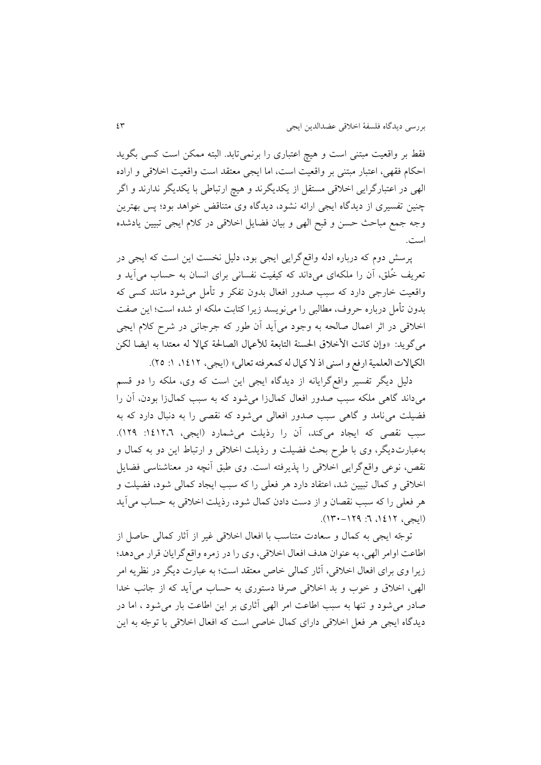فقط بر واقعیت مبتنی است و هیچ اعتباری را برنمی‌تابد. البته ممکن است کسی بگوید احکام فقهی، اعتبار مبتنی بر واقعیت است، اما ایجی معتقد است واقعیت اخلاقی و اراده الهی در اعتبارگرایی اخلاقی مستقل از یکدیگرند و هیچ ارتباطی با یکدیگر ندارند و اگر چنین تفسیری از دیدگاه ایجی ارائه نشود، دیدگاه وی متناقض خواهد بود؛ پس بهترین وجه جمع مباحث حسن و قبح الهی و بیان فضایل اخلاقی در کلام ایجی تبیین یادشده است.

پرسش دوم که درباره ادله واقع‌گرایی ایجی بود، دلیل نخست این است که ایجی در تعریف خُلق، آن را ملکه‌ای می‌داند که کیفیت نفسانی برای انسان به حساب می‌آید و واقعیت خارجی دارد که سبب صدور افعال بدون تفکر و تأمل می‌شود مانند کسی که بدون تأمل درباره حروف، مطالبی را می‌نویسد زیرا کتابت ملکه او شده است؛ این صفت اخلاقی در اثر اعمال صالحه به وجود می‌آید آن طور که جرجانی در شرح کلام ایجی می‌گوید: «وإن کانت الأخلاق الحسنة التابعة للأعمال الصالحة کمالا له معتدا به ایضا لکن الکمالات العلمیة ارفع و اسنی اذ لا کمال له کمعرفته تعالی» (ایجی، ۱٤۱۲، ۱: ۲۵).

دلیل دیگر تفسیر واقع‌گرایانه از دیدگاه ایجی این است که وی، ملکه را دو قسم می‌داند گاهی ملکه سبب صدور افعال کمال‌زا می‌شود که به سبب کمال‌زا بودن، آن را فضیلت می‌نامد و گاهی سبب صدور افعالی می‌شود که نقصی را به دنبال دارد که به سبب نقصی که ایجاد می‌کند، آن را رذیلت می‌شمارد (ایجی، ۱٤۱۲،٦: ۱۲۹). به‌عبارت‌دیگر، وی با طرح بحث فضیلت و رذیلت اخلاقی و ارتباط این دو به کمال و نقص، نوعی واقع‌گرایی اخلاقی را پذیرفته است. وی طبق آنچه در معناشناسی فضایل اخلاقی و کمال تبیین شد، اعتقاد دارد هر فعلی را که سبب ایجاد کمالی شود، فضیلت و هر فعلی را که سبب نقصان و از دست دادن کمال شود، رذیلت اخلاقی به حساب می‌آید (ایجی، ۱٤۱۲، ٦: ۱۲۹-۱۳۰).

توجّه ایجی به کمال و سعادت متناسب با افعال اخلاقی غیر از آثار کمالی حاصل از اطاعت اوامر الهی، به عنوان هدف افعال اخلاقی، وی را در زمره واقع‌گرایان قرار می‌دهد؛ زیرا وی برای افعال اخلاقی، آثار کمالی خاص معتقد است؛ به عبارت دیگر در نظریه امر الهی، اخلاق و خوب و بد اخلاقی صرفا دستوری به حساب می‌آید که از جانب خدا صادر می‌شود و تنها به سبب اطاعت امر الهی آثاری بر این اطاعت بار می‌شود ، اما در دیدگاه ایجی هر فعل اخلاقی دارای کمال خاصی است که افعال اخلاقی با توجّه به این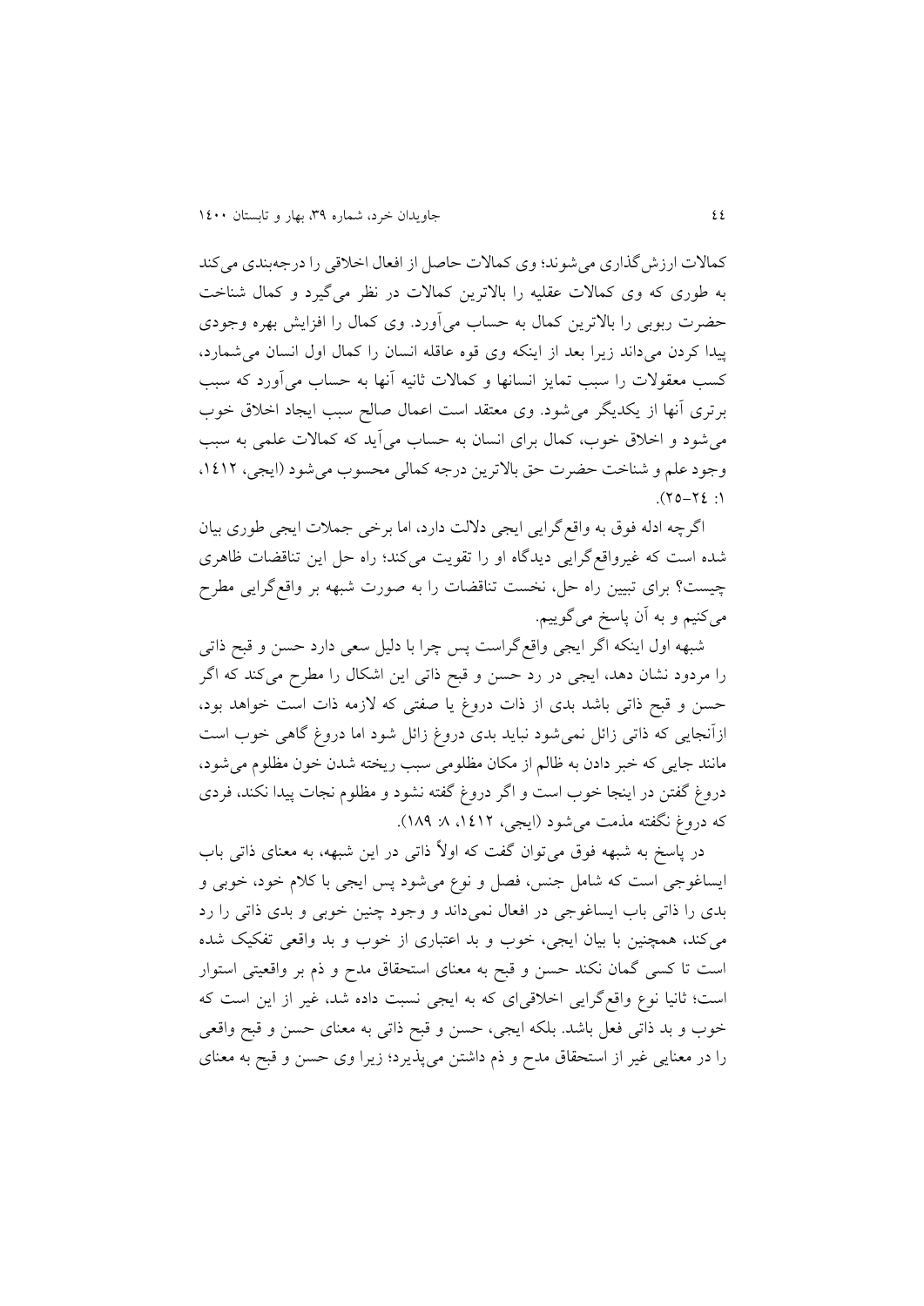کمالات ارزش‌گذاری می‌شوند؛ وی کمالات حاصل از افعال اخلاقی را درجه‌بندی می‌کند به طوری که وی کمالات عقلیه را بالاترین کمالات در نظر می‌گیرد و کمال شناخت حضرت ربوبی را بالاترین کمال به حساب می‌آورد. وی کمال را افزایش بهره وجودی پیدا کردن می‌داند زیرا بعد از اینکه وی قوه عاقله انسان را کمال اول انسان می‌شمارد، کسب معقولات را سبب تمایز انسانها و کمالات ثانیه آنها به حساب می‌آورد که سبب برتری آنها از یکدیگر می‌شود. وی معتقد است اعمال صالح سبب ایجاد اخلاق خوب می‌شود و اخلاق خوب، کمال برای انسان به حساب می‌آید که کمالات علمی به سبب وجود علم و شناخت حضرت حق بالاترین درجه کمالی محسوب می‌شود (ایجی، ۱۴۱۲، ۱: ۲۴-۲۵).

اگرچه ادله فوق به واقع‌گرایی ایجی دلالت دارد، اما برخی جملات ایجی طوری بیان شده است که غیرواقع‌گرایی دیدگاه او را تقویت می‌کند؛ راه حل این تناقضات ظاهری چیست؟ برای تبیین راه حل، نخست تناقضات را به صورت شبهه بر واقع‌گرایی مطرح می‌کنیم و به آن پاسخ می‌گوییم.

شبهه اول اینکه اگر ایجی واقع‌گراست پس چرا با دلیل سعی دارد حسن و قبح ذاتی را مردود نشان دهد، ایجی در رد حسن و قبح ذاتی این اشکال را مطرح می‌کند که اگر حسن و قبح ذاتی باشد بدی از ذات دروغ یا صفتی که لازمه ذات است خواهد بود، ازآنجایی که ذاتی زائل نمی‌شود نباید بدی دروغ زائل شود اما دروغ گاهی خوب است مانند جایی که خبر دادن به ظالم از مکان مظلومی سبب ریخته شدن خون مظلوم می‌شود، دروغ گفتن در اینجا خوب است و اگر دروغ گفته نشود و مظلوم نجات پیدا نکند، فردی که دروغ نگفته مذمت می‌شود (ایجی، ۱۴۱۲، ۸: ۱۸۹).

در پاسخ به شبهه فوق می‌توان گفت که اولاً ذاتی در این شبهه، به معنای ذاتی باب ایساغوجی است که شامل جنس، فصل و نوع می‌شود پس ایجی با کلام خود، خوبی و بدی را ذاتی باب ایساغوجی در افعال نمی‌داند و وجود چنین خوبی و بدی ذاتی را رد می‌کند، همچنین با بیان ایجی، خوب و بد اعتباری از خوب و بد واقعی تفکیک شده است تا کسی گمان نکند حسن و قبح به معنای استحقاق مدح و ذم بر واقعیتی استوار است؛ ثانیا نوع واقع‌گرایی اخلاقی‌ای که به ایجی نسبت داده شد، غیر از این است که خوب و بد ذاتی فعل باشد. بلکه ایجی، حسن و قبح ذاتی به معنای حسن و قبح واقعی را در معنایی غیر از استحقاق مدح و ذم داشتن می‌پذیرد؛ زیرا وی حسن و قبح به معنای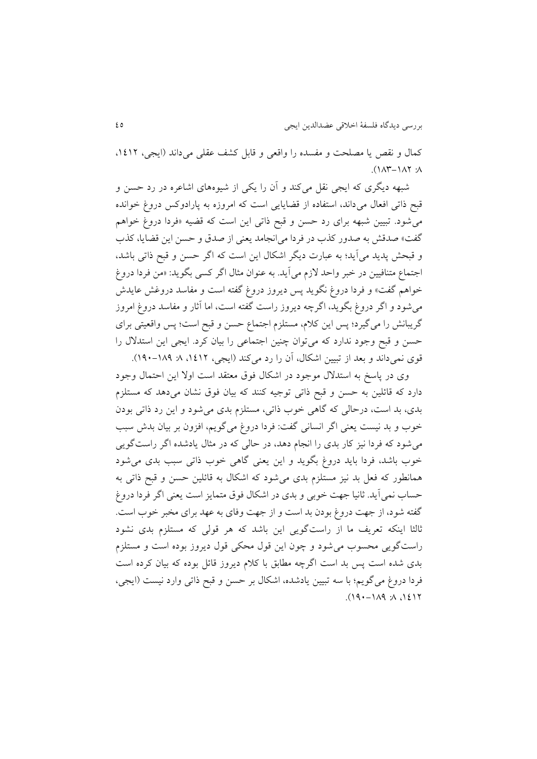کمال و نقص یا مصلحت و مفسده را واقعی و قابل کشف عقلی می‌داند (ایجی، ۱۴۱۲، ۸: ۱۸۲–۱۸۳).

شبهه دیگری که ایجی نقل می‌کند و آن را یکی از شیوه‌های اشاعره در رد حسن و قبح ذاتی افعال می‌داند، استفاده از قضایایی است که امروزه به پارادوکس دروغ خوانده می‌شود. تبیین شبهه برای رد حسن و قبح ذاتی این است که قضیه «فردا دروغ خواهم گفت» صدقش به صدور کذب در فردا می‌انجامد یعنی از صدق و حسن این قضایا، کذب و قبحش پدید می‌آید؛ به عبارت دیگر اشکال این است که اگر حسن و قبح ذاتی باشد، اجتماع متنافیین در خبر واحد لازم می‌آید. به عنوان مثال اگر کسی بگوید: «من فردا دروغ خواهم گفت» و فردا دروغ نگوید پس دیروز دروغ گفته است و مفاسد دروغش عایدش می‌شود و اگر دروغ بگوید، اگرچه دیروز راست گفته است، اما آثار و مفاسد دروغ امروز گریبانش را می‌گیرد؛ پس این کلام، مستلزم اجتماع حسن و قبح است؛ پس واقعیتی برای حسن و قبح وجود ندارد که می‌توان چنین اجتماعی را بیان کرد. ایجی این استدلال را قوی نمی‌داند و بعد از تبیین اشکال، آن را رد می‌کند (ایجی، ۱۴۱۲، ۸: ۱۸۹–۱۹۰).

وی در پاسخ به استدلال موجود در اشکال فوق معتقد است اولا این احتمال وجود دارد که قائلین به حسن و قبح ذاتی توجیه کنند که بیان فوق نشان می‌دهد که مستلزم بدی، بد است، درحالی که گاهی خوب ذاتی، مستلزم بدی می‌شود و این رد ذاتی بودن خوب و بد نیست یعنی اگر انسانی گفت: فردا دروغ می‌گویم، افزون بر بیان بدش سبب می‌شود که فردا نیز کار بدی را انجام دهد، در حالی که در مثال یادشده اگر راستگویی خوب باشد، فردا باید دروغ بگوید و این یعنی گاهی خوب ذاتی سبب بدی می‌شود همانطور که فعل بد نیز مستلزم بدی می‌شود که اشکال به قائلین حسن و قبح ذاتی به حساب نمی‌آید. ثانیا جهت خوبی و بدی در اشکال فوق متمایز است یعنی اگر فردا دروغ گفته شود، از جهت دروغ بودن بد است و از جهت وفای به عهد برای مخبر خوب است. ثالثا اینکه تعریف ما از راستگویی این باشد که هر قولی که مستلزم بدی نشود راستگویی محسوب می‌شود و چون این قول محکی قول دیروز بوده است و مستلزم بدی شده است پس بد است اگرچه مطابق با کلام دیروز قائل بوده که بیان کرده است فردا دروغ می‌گویم؛ با سه تبیین یادشده، اشکال بر حسن و قبح ذاتی وارد نیست (ایجی، ۱۴۱۲، ۸: ۱۸۹–۱۹۰).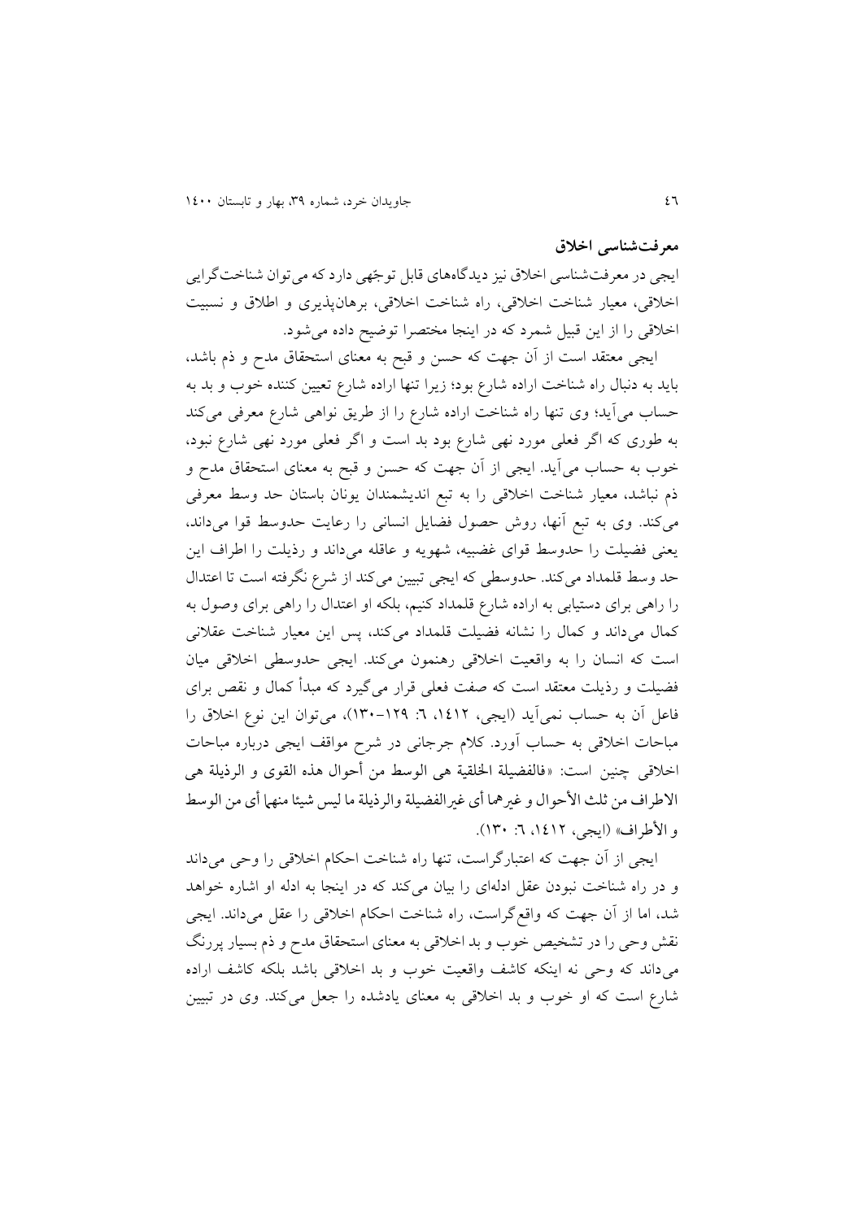## معرفت‌شناسی اخلاق

ایجی در معرفت‌شناسی اخلاق نیز دیدگاه‌های قابل توجّهی دارد که می‌توان شناخت‌گرایی اخلاقی، معیار شناخت اخلاقی، راه شناخت اخلاقی، برهان‌پذیری و اطلاق و نسبیت اخلاقی را از این قبیل شمرد که در اینجا مختصرا توضیح داده می‌شود.

ایجی معتقد است از آن جهت که حسن و قبح به معنای استحقاق مدح و ذم باشد، باید به دنبال راه شناخت اراده شارع بود؛ زیرا تنها اراده شارع تعیین کننده خوب و بد به حساب می‌آید؛ وی تنها راه شناخت اراده شارع را از طریق نواهی شارع معرفی می‌کند به طوری که اگر فعلی مورد نهی شارع بود بد است و اگر فعلی مورد نهی شارع نبود، خوب به حساب می‌آید. ایجی از آن جهت که حسن و قبح به معنای استحقاق مدح و ذم نباشد، معیار شناخت اخلاقی را به تبع اندیشمندان یونان باستان حد وسط معرفی می‌کند. وی به تبع آنها، روش حصول فضایل انسانی را رعایت حدوسط قوا می‌داند، یعنی فضیلت را حدوسط قوای غضبیه، شهویه و عاقله می‌داند و رذیلت را اطراف این حد وسط قلمداد می‌کند. حدوسطی که ایجی تبیین می‌کند از شرع نگرفته است تا اعتدال را راهی برای دستیابی به اراده شارع قلمداد کنیم، بلکه او اعتدال را راهی برای وصول به کمال می‌داند و کمال را نشانه فضیلت قلمداد می‌کند، پس این معیار شناخت عقلانی است که انسان را به واقعیت اخلاقی رهنمون می‌کند. ایجی حدوسطی اخلاقی میان فضیلت و رذیلت معتقد است که صفت فعلی قرار می‌گیرد که مبدأ کمال و نقص برای فاعل آن به حساب نمی‌آید (ایجی، ١٤١٢، ٦: ١٢٩-١٣٠)، می‌توان این نوع اخلاق را مباحات اخلاقی به حساب آورد. کلام جرجانی در شرح مواقف ایجی درباره مباحات اخلاقی چنین است: «فالفضیلة الخلقیة هی الوسط من أحوال هذه القوی و الرذیلة هی الاطراف من ثلث الأحوال و غیرهما أی غیرالفضیلة والرذیلة ما لیس شیئا منهما أی من الوسط و الأطراف» (ایجی، ١٤١٢، ٦: ١٣٠).

ایجی از آن جهت که اعتبارگراست، تنها راه شناخت احکام اخلاقی را وحی می‌داند و در راه شناخت نبودن عقل ادله‌ای را بیان می‌کند که در اینجا به ادله او اشاره خواهد شد، اما از آن جهت که واقع‌گراست، راه شناخت احکام اخلاقی را عقل می‌داند. ایجی نقش وحی را در تشخیص خوب و بد اخلاقی به معنای استحقاق مدح و ذم بسیار پررنگ می‌داند که وحی نه اینکه کاشف واقعیت خوب و بد اخلاقی باشد بلکه کاشف اراده شارع است که او خوب و بد اخلاقی به معنای یادشده را جعل می‌کند. وی در تبیین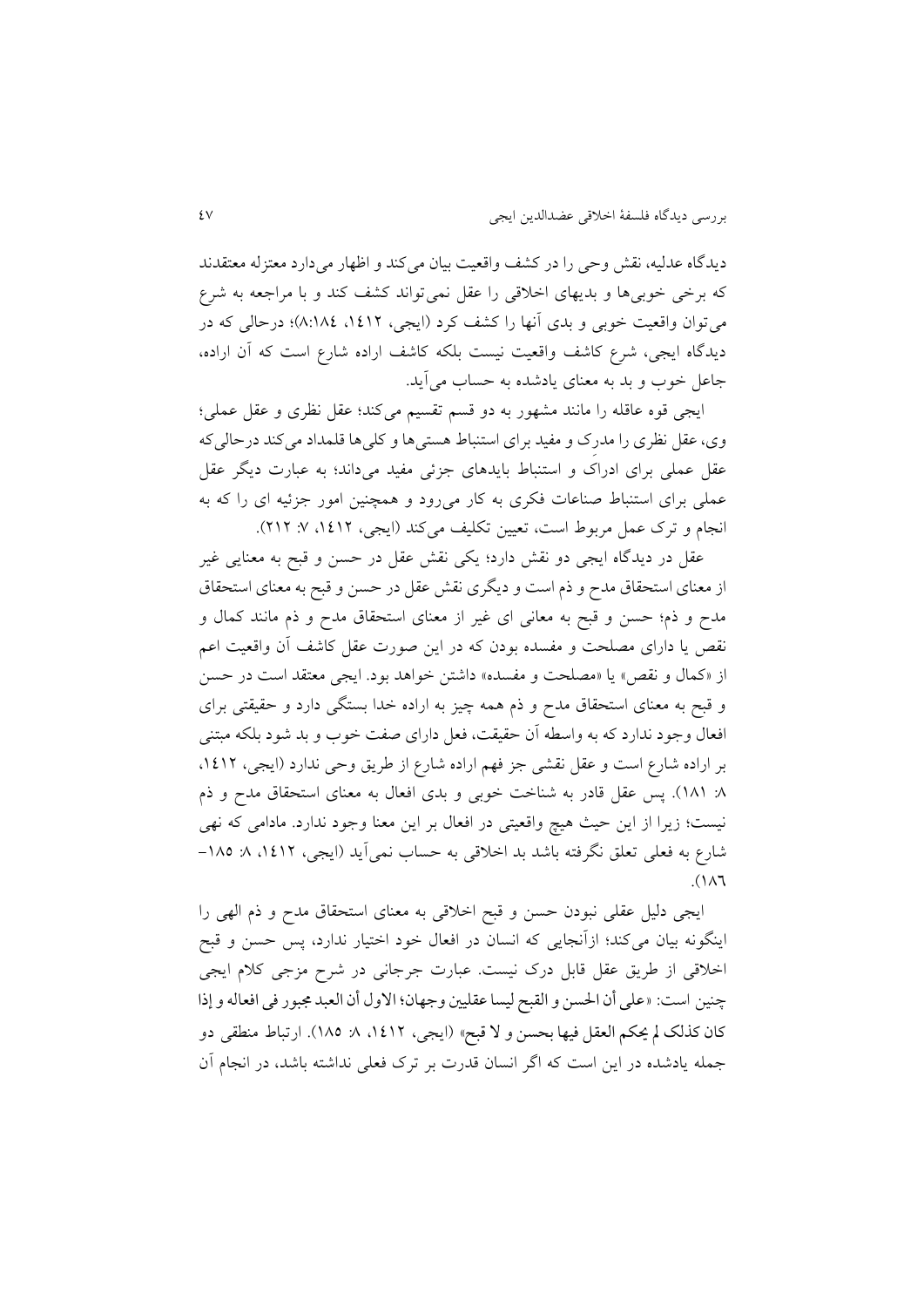دیدگاه عدلیه، نقش وحی را در کشف واقعیت بیان می‌کند و اظهار می‌دارد معتزله معتقدند که برخی خوبی‌ها و بدیهای اخلاقی را عقل نمی‌تواند کشف کند و با مراجعه به شرع می‌توان واقعیت خوبی و بدی آنها را کشف کرد (ایجی، ١٤١٢، ١٨٤:٨)؛ درحالی که در دیدگاه ایجی، شرع کاشف واقعیت نیست بلکه کاشف اراده شارع است که آن اراده، جاعل خوب و بد به معنای یادشده به حساب می‌آید.

ایجی قوه عاقله را مانند مشهور به دو قسم تقسیم می‌کند؛ عقل نظری و عقل عملی؛ وی، عقل نظری را مدرِک و مفید برای استنباط هستی‌ها و کلی‌ها قلمداد می‌کند درحالی‌که عقل عملی برای ادراکِ و استنباط بایدهای جزئی مفید می‌داند؛ به عبارت دیگر عقل عملی برای استنباط صناعات فکری به کار می‌رود و همچنین امور جزئیه ای را که به انجام و ترک عمل مربوط است، تعیین تکلیف می‌کند (ایجی، ١٤١٢، ٧: ٢١٢).

عقل در دیدگاه ایجی دو نقش دارد؛ یکی نقش عقل در حسن و قبح به معنایی غیر از معنای استحقاق مدح و ذم است و دیگری نقش عقل در حسن و قبح به معنای استحقاق مدح و ذم؛ حسن و قبح به معانی ای غیر از معنای استحقاق مدح و ذم مانند کمال و نقص یا دارای مصلحت و مفسده بودن که در این صورت عقل کاشف آن واقعیت اعم از «کمال و نقص» یا «مصلحت و مفسده» داشتن خواهد بود. ایجی معتقد است در حسن و قبح به معنای استحقاق مدح و ذم همه چیز به اراده خدا بستگی دارد و حقیقتی برای افعال وجود ندارد که به واسطه آن حقیقت، فعل دارای صفت خوب و بد شود بلکه مبتنی بر اراده شارع است و عقل نقشی جز فهم اراده شارع از طریق وحی ندارد (ایجی، ١٤١٢، ٨: ١٨١). پس عقل قادر به شناخت خوبی و بدی افعال به معنای استحقاق مدح و ذم نیست؛ زیرا از این حیث هیچ واقعیتی در افعال بر این معنا وجود ندارد. مادامی که نهی شارع به فعلی تعلق نگرفته باشد بد اخلاقی به حساب نمی‌آید (ایجی، ١٤١٢، ٨: ١٨٥–١٨٦).

ایجی دلیل عقلی نبودن حسن و قبح اخلاقی به معنای استحقاق مدح و ذم الهی را اینگونه بیان می‌کند؛ ازآنجایی که انسان در افعال خود اختیار ندارد، پس حسن و قبح اخلاقی از طریق عقل قابل درک نیست. عبارت جرجانی در شرح مزجی کلام ایجی چنین است: «علی أن الحسن و القبح لیسا عقلیین وجهان؛ الاول أن العبد مجبور فی افعاله و إذا کان کذلک لم یحکم العقل فیها بحسن و لا قبح» (ایجی، ١٤١٢، ٨: ١٨٥). ارتباط منطقی دو جمله یادشده در این است که اگر انسان قدرت بر ترک فعلی نداشته باشد، در انجام آن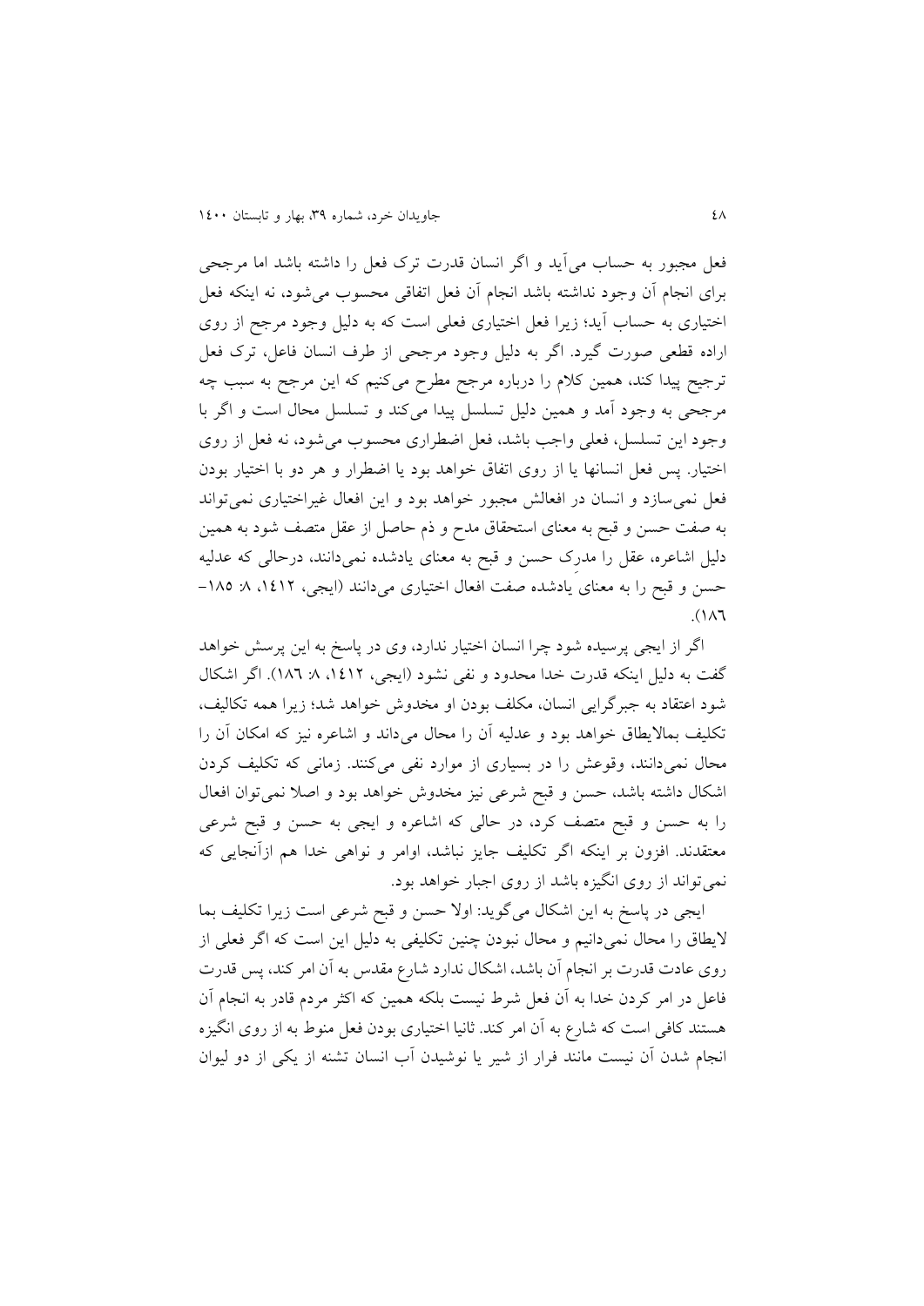فعل مجبور به حساب می‌آید و اگر انسان قدرت ترک فعل را داشته باشد اما مرجحی برای انجام آن وجود نداشته باشد انجام آن فعل اتفاقی محسوب می‌شود، نه اینکه فعل اختیاری به حساب آید؛ زیرا فعل اختیاری فعلی است که به دلیل وجود مرجح از روی اراده قطعی صورت گیرد. اگر به دلیل وجود مرجحی از طرف انسان فاعل، ترک فعل ترجیح پیدا کند، همین کلام را درباره مرجح مطرح می‌کنیم که این مرجح به سبب چه مرجحی به وجود آمد و همین دلیل تسلسل پیدا می‌کند و تسلسل محال است و اگر با وجود این تسلسل، فعلی واجب باشد، فعل اضطراری محسوب می‌شود، نه فعل از روی اختیار. پس فعل انسانها یا از روی اتفاق خواهد بود یا اضطرار و هر دو با اختیار بودن فعل نمی‌سازد و انسان در افعالش مجبور خواهد بود و این افعال غیراختیاری نمی‌تواند به صفت حسن و قبح به معنای استحقاق مدح و ذم حاصل از عقل متصف شود به همین دلیل اشاعره، عقل را مدرِک حسن و قبح به معنای یادشده نمی‌دانند، درحالی که عدلیه حسن و قبح را به معنای یادشده صفت افعال اختیاری می‌دانند (ایجی، ۱۴۱۲، ۸: ۱۸۵–۱۸۶).

اگر از ایجی پرسیده شود چرا انسان اختیار ندارد، وی در پاسخ به این پرسش خواهد گفت به دلیل اینکه قدرت خدا محدود و نفی نشود (ایجی، ۱۴۱۲، ۸: ۱۸۶). اگر اشکال شود اعتقاد به جبرگرایی انسان، مکلف بودن او مخدوش خواهد شد؛ زیرا همه تکالیف، تکلیف بمالایطاق خواهد بود و عدلیه آن را محال می‌داند و اشاعره نیز که امکان آن را محال نمی‌دانند، وقوعش را در بسیاری از موارد نفی می‌کنند. زمانی که تکلیف کردن اشکال داشته باشد، حسن و قبح شرعی نیز مخدوش خواهد بود و اصلا نمی‌توان افعال را به حسن و قبح متصف کرد، در حالی که اشاعره و ایجی به حسن و قبح شرعی معتقدند. افزون بر اینکه اگر تکلیف جایز نباشد، اوامر و نواهی خدا هم ازآنجایی که نمی‌تواند از روی انگیزه باشد از روی اجبار خواهد بود.

ایجی در پاسخ به این اشکال می‌گوید: اولا حسن و قبح شرعی است زیرا تکلیف بما لایطاق را محال نمی‌دانیم و محال نبودن چنین تکلیفی به دلیل این است که اگر فعلی از روی عادت قدرت بر انجام آن باشد، اشکال ندارد شارع مقدس به آن امر کند، پس قدرت فاعل در امر کردن خدا به آن فعل شرط نیست بلکه همین که اکثر مردم قادر به انجام آن هستند کافی است که شارع به آن امر کند. ثانیا اختیاری بودن فعل منوط به از روی انگیزه انجام شدن آن نیست مانند فرار از شیر یا نوشیدن آب انسان تشنه از یکی از دو لیوان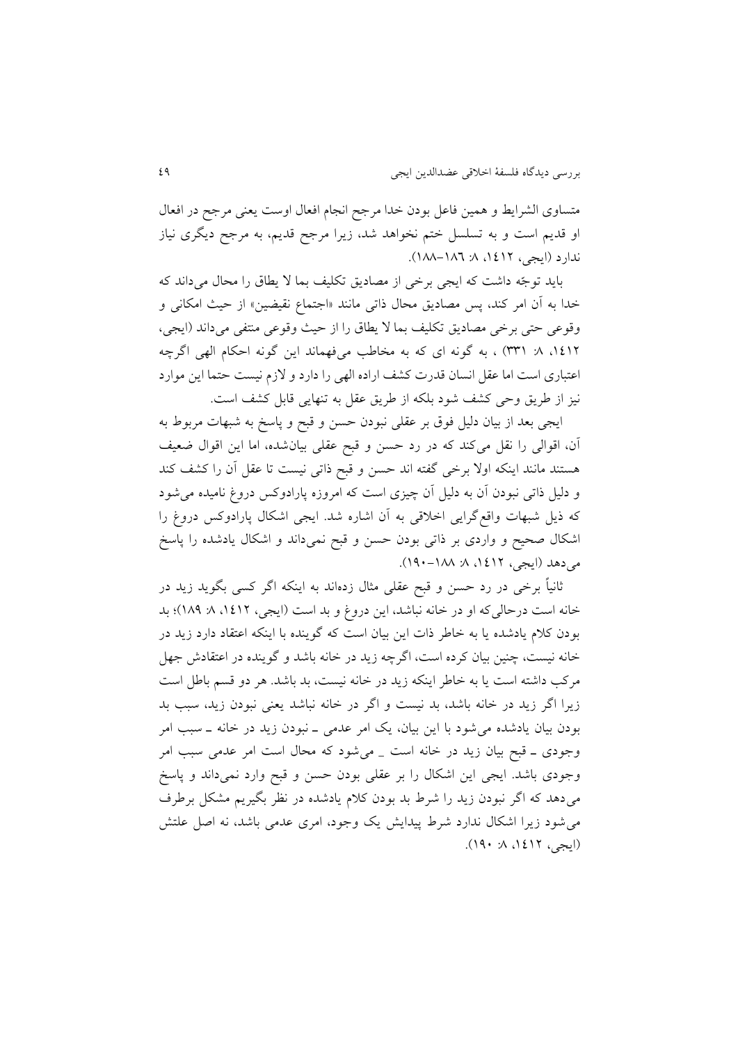متساوی الشرایط و همین فاعل بودن خدا مرجح انجام افعال اوست یعنی مرجح در افعال او قدیم است و به تسلسل ختم نخواهد شد، زیرا مرجح قدیم، به مرجح دیگری نیاز ندارد (ایجی، ١٤١٢، ٨: ١٨٦-١٨٨).

باید توجّه داشت که ایجی برخی از مصادیق تکلیف بما لا یطاق را محال می‌داند که خدا به آن امر کند، پس مصادیق محال ذاتی مانند «اجتماع نقیضین» از حیث امکانی و وقوعی حتی برخی مصادیق تکلیف بما لا یطاق را از حیث وقوعی منتفی می‌داند (ایجی، ١٤١٢، ٨: ٣٣١) ، به گونه ای که به مخاطب می‌فهماند این گونه احکام الهی اگرچه اعتباری است اما عقل انسان قدرت کشف اراده الهی را دارد و لازم نیست حتما این موارد نیز از طریق وحی کشف شود بلکه از طریق عقل به تنهایی قابل کشف است.

ایجی بعد از بیان دلیل فوق بر عقلی نبودن حسن و قبح و پاسخ به شبهات مربوط به آن، اقوالی را نقل می‌کند که در رد حسن و قبح عقلی بیان‌شده، اما این اقوال ضعیف هستند مانند اینکه اولا برخی گفته اند حسن و قبح ذاتی نیست تا عقل آن را کشف کند و دلیل ذاتی نبودن آن به دلیل آن چیزی است که امروزه پارادوکس دروغ نامیده می‌شود که ذیل شبهات واقع‌گرایی اخلاقی به آن اشاره شد. ایجی اشکال پارادوکس دروغ را اشکال صحیح و واردی بر ذاتی بودن حسن و قبح نمی‌داند و اشکال یادشده را پاسخ می‌دهد (ایجی، ١٤١٢، ٨: ١٨٨-١٩٠).

ثانیاً برخی در رد حسن و قبح عقلی مثال زده‌اند به اینکه اگر کسی بگوید زید در خانه است درحالی‌که او در خانه نباشد، این دروغ و بد است (ایجی، ١٤١٢، ٨: ١٨٩)؛ بد بودن کلام یادشده یا به خاطر ذات این بیان است که گوینده با اینکه اعتقاد دارد زید در خانه نیست، چنین بیان کرده است، اگرچه زید در خانه باشد و گوینده در اعتقادش جهل مرکب داشته است یا به خاطر اینکه زید در خانه نیست، بد باشد. هر دو قسم باطل است زیرا اگر زید در خانه باشد، بد نیست و اگر در خانه نباشد یعنی نبودن زید، سبب بد بودن بیان یادشده می‌شود با این بیان، یک امر عدمی ـ نبودن زید در خانه ـ سبب امر وجودی ـ قبح بیان زید در خانه است _ می‌شود که محال است امر عدمی سبب امر وجودی باشد. ایجی این اشکال را بر عقلی بودن حسن و قبح وارد نمی‌داند و پاسخ می‌دهد که اگر نبودن زید را شرط بد بودن کلام یادشده در نظر بگیریم مشکل برطرف می‌شود زیرا اشکال ندارد شرط پیدایش یک وجود، امری عدمی باشد، نه اصل علتش (ایجی، ١٤١٢، ٨: ١٩٠).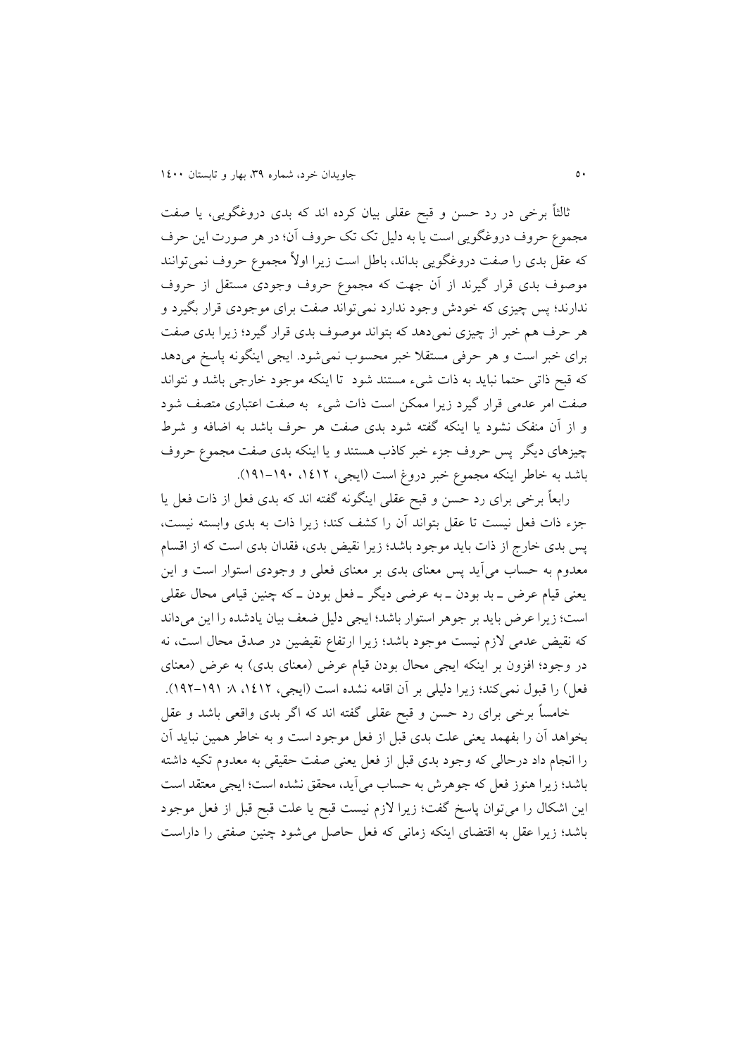ثالثاً برخی در رد حسن و قبح عقلی بیان کرده اند که بدی دروغگویی، یا صفت مجموع حروف دروغگویی است یا به دلیل تک تک حروف آن؛ در هر صورت این حرف که عقل بدی را صفت دروغگویی بداند، باطل است زیرا اولاً مجموع حروف نمی‌توانند موصوف بدی قرار گیرند از آن جهت که مجموع حروف وجودی مستقل از حروف ندارند؛ پس چیزی که خودش وجود ندارد نمی‌تواند صفت برای موجودی قرار بگیرد و هر حرف هم خبر از چیزی نمی‌دهد که بتواند موصوف بدی قرار گیرد؛ زیرا بدی صفت برای خبر است و هر حرفی مستقلا خبر محسوب نمی‌شود. ایجی اینگونه پاسخ می‌دهد که قبح ذاتی حتما نباید به ذات شیء مستند شود تا اینکه موجود خارجی باشد و نتواند صفت امر عدمی قرار گیرد زیرا ممکن است ذات شیء به صفت اعتباری متصف شود و از آن منفک نشود یا اینکه گفته شود بدی صفت هر حرف باشد به اضافه و شرط چیزهای دیگر پس حروف جزء خبر کاذب هستند و یا اینکه بدی صفت مجموع حروف باشد به خاطر اینکه مجموع خبر دروغ است (ایجی، ۱٤۱۲، ۱۹۰-۱۹۱).

رابعاً برخی برای رد حسن و قبح عقلی اینگونه گفته اند که بدی فعل از ذات فعل یا جزء ذات فعل نیست تا عقل بتواند آن را کشف کند؛ زیرا ذات به بدی وابسته نیست، پس بدی خارج از ذات باید موجود باشد؛ زیرا نقیض بدی، فقدان بدی است که از اقسام معدوم به حساب می‌آید پس معنای بدی بر معنای فعلی و وجودی استوار است و این یعنی قیام عرض ـ بد بودن ـ به عرضی دیگر ـ فعل بودن ـ که چنین قیامی محال عقلی است؛ زیرا عرض باید بر جوهر استوار باشد؛ ایجی دلیل ضعف بیان یادشده را این می‌داند که نقیض عدمی لازم نیست موجود باشد؛ زیرا ارتفاع نقیضین در صدق محال است، نه در وجود؛ افزون بر اینکه ایجی محال بودن قیام عرض (معنای بدی) به عرض (معنای فعل) را قبول نمی‌کند؛ زیرا دلیلی بر آن اقامه نشده است (ایجی، ۱٤۱۲، ۸: ۱۹۱-۱۹۲).

خامساً برخی برای رد حسن و قبح عقلی گفته اند که اگر بدی واقعی باشد و عقل بخواهد آن را بفهمد یعنی علت بدی قبل از فعل موجود است و به خاطر همین نباید آن را انجام داد درحالی که وجود بدی قبل از فعل یعنی صفت حقیقی به معدوم تکیه داشته باشد؛ زیرا هنوز فعل که جوهرش به حساب می‌آید، محقق نشده است؛ ایجی معتقد است این اشکال را می‌توان پاسخ گفت؛ زیرا لازم نیست قبح یا علت قبح قبل از فعل موجود باشد؛ زیرا عقل به اقتضای اینکه زمانی که فعل حاصل می‌شود چنین صفتی را داراست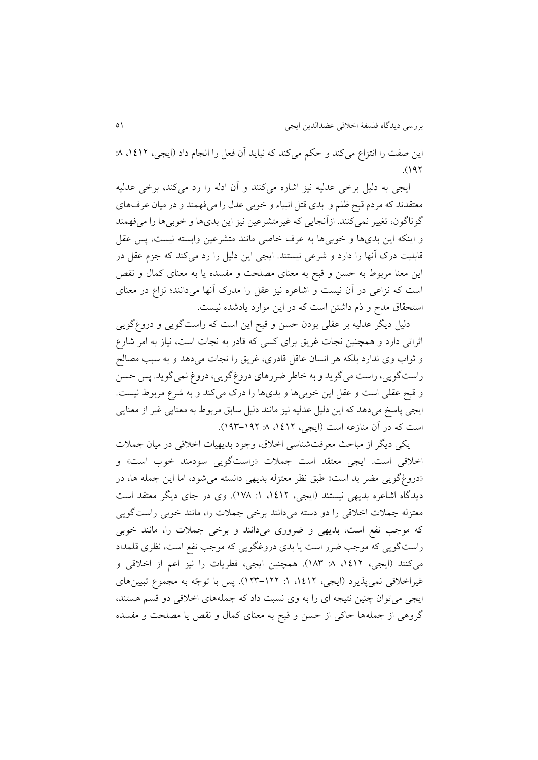این صفت را انتزاع می‌کند و حکم می‌کند که نباید آن فعل را انجام داد (ایجی، ۱۴۱۲، ۸: ۱۹۲).

ایجی به دلیل برخی عدلیه نیز اشاره می‌کنند و آن ادله را رد می‌کند، برخی عدلیه معتقدند که مردم قبح ظلم و بدی قتل انبیاء و خوبی عدل را می‌فهمند و در میان عرف‌های گوناگون، تغییر نمی‌کنند. ازآنجایی که غیرمتشرعین نیز این بدی‌ها و خوبی‌ها را می‌فهمند و اینکه این بدی‌ها و خوبی‌ها به عرف خاصی مانند متشرعین وابسته نیست، پس عقل قابلیت درک آنها را دارد و شرعی نیستند. ایجی این دلیل را رد می‌کند که جزم عقل در این معنا مربوط به حسن و قبح به معنای مصلحت و مفسده یا به معنای کمال و نقص است که نزاعی در آن نیست و اشاعره نیز عقل را مدرک آنها می‌دانند؛ نزاع در معنای استحقاق مدح و ذم داشتن است که در این موارد یادشده نیست.

دلیل دیگر عدلیه بر عقلی بودن حسن و قبح این است که راست‌گویی و دروغ‌گویی اثراتی دارد و همچنین نجات غریق برای کسی که قادر به نجات است، نیاز به امر شارع و ثواب وی ندارد بلکه هر انسان عاقل قادری، غریق را نجات می‌دهد و به سبب مصالح راست‌گویی، راست می‌گوید و به خاطر ضررهای دروغ‌گویی، دروغ نمی‌گوید. پس حسن و قبح عقلی است و عقل این خوبی‌ها و بدی‌ها را درک می‌کند و به شرع مربوط نیست. ایجی پاسخ می‌دهد که این دلیل عدلیه نیز مانند دلیل سابق مربوط به معنایی غیر از معنایی است که در آن منازعه است (ایجی، ۱۴۱۲، ۸: ۱۹۲-۱۹۳).

یکی دیگر از مباحث معرفت‌شناسی اخلاق، وجود بدیهیات اخلاقی در میان جملات اخلاقی است. ایجی معتقد است جملات «راست‌گویی سودمند خوب است» و «دروغ‌گویی مضر بد است» طبق نظر معتزله بدیهی دانسته می‌شود، اما این جمله ها، در دیدگاه اشاعره بدیهی نیستند (ایجی، ۱۴۱۲، ۱: ۱۷۸). وی در جای دیگر معتقد است معتزله جملات اخلاقی را دو دسته می‌دانند برخی جملات را، مانند خوبی راست‌گویی که موجب نفع است، بدیهی و ضروری می‌دانند و برخی جملات را، مانند خوبی راست‌گویی که موجب ضرر است یا بدی دروغ‌گویی که موجب نفع است، نظری قلمداد می‌کنند (ایجی، ۱۴۱۲، ۸: ۱۸۳). همچنین ایجی، فطریات را نیز اعم از اخلاقی و غیراخلاقی نمی‌پذیرد (ایجی، ۱۴۱۲، ۱: ۱۲۲-۱۲۳). پس با توجّه به مجموع تبیین‌های ایجی می‌توان چنین نتیجه ای را به وی نسبت داد که جمله‌های اخلاقی دو قسم هستند، گروهی از جمله‌ها حاکی از حسن و قبح به معنای کمال و نقص یا مصلحت و مفسده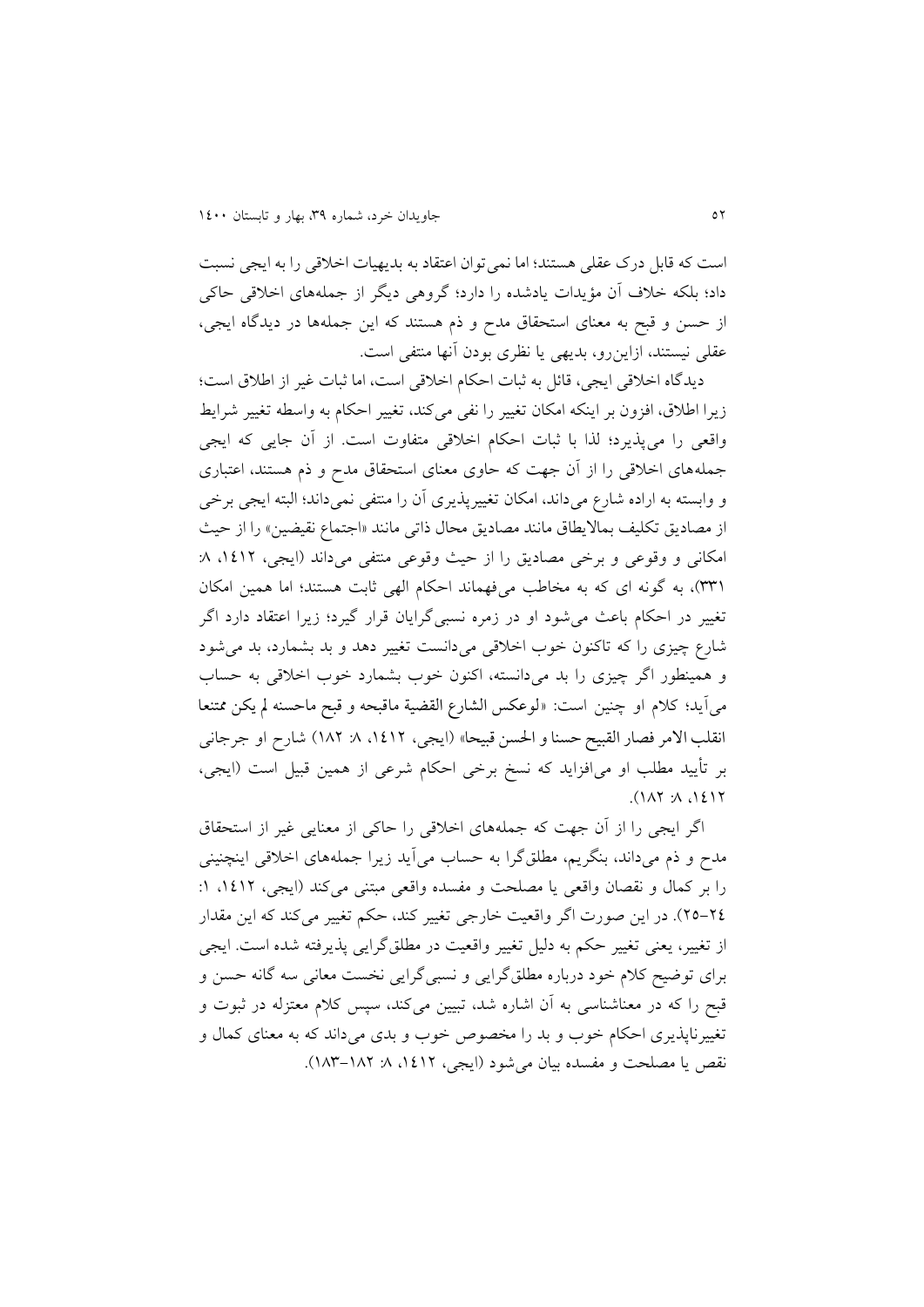است که قابل درک عقلی هستند؛ اما نمی‌توان اعتقاد به بدیهیات اخلاقی را به ایجی نسبت داد؛ بلکه خلاف آن مؤیدات یادشده را دارد؛ گروهی دیگر از جمله‌های اخلاقی حاکی از حسن و قبح به معنای استحقاق مدح و ذم هستند که این جمله‌ها در دیدگاه ایجی، عقلی نیستند، ازاین‌رو، بدیهی یا نظری بودن آنها منتفی است.

دیدگاه اخلاقی ایجی، قائل به ثبات احکام اخلاقی است، اما ثبات غیر از اطلاق است؛ زیرا اطلاق، افزون بر اینکه امکان تغییر را نفی می‌کند، تغییر احکام به واسطه تغییر شرایط واقعی را می‌پذیرد؛ لذا با ثبات احکام اخلاقی متفاوت است. از آن جایی که ایجی جمله‌های اخلاقی را از آن جهت که حاوی معنای استحقاق مدح و ذم هستند، اعتباری و وابسته به اراده شارع می‌داند، امکان تغییرپذیری آن را منتفی نمی‌داند؛ البته ایجی برخی از مصادیق تکلیف بمالایطاق مانند مصادیق محال ذاتی مانند «اجتماع نقیضین» را از حیث امکانی و وقوعی و برخی مصادیق را از حیث وقوعی منتفی می‌داند (ایجی، ۱۴۱۲، ۸: ۳۳۱)، به گونه ای که به مخاطب می‌فهماند احکام الهی ثابت هستند؛ اما همین امکان تغییر در احکام باعث می‌شود او در زمره نسبی‌گرایان قرار گیرد؛ زیرا اعتقاد دارد اگر شارع چیزی را که تاکنون خوب اخلاقی می‌دانست تغییر دهد و بد بشمارد، بد می‌شود و همینطور اگر چیزی را بد می‌دانسته، اکنون خوب بشمارد خوب اخلاقی به حساب می‌آید؛ کلام او چنین است: «لوعکس الشارع القضية ماقبحه و قبح ماحسنه لم یکن ممتنعا انقلب الامر فصار القبيح حسنا و الحسن قبيحا» (ایجی، ۱۴۱۲، ۸: ۱۸۲) شارح او جرجانی بر تأیید مطلب او می‌افزاید که نسخ برخی احکام شرعی از همین قبیل است (ایجی، ۱۴۱۲، ۸: ۱۸۲).

اگر ایجی را از آن جهت که جمله‌های اخلاقی را حاکی از معنایی غیر از استحقاق مدح و ذم می‌داند، بنگریم، مطلق‌گرا به حساب می‌آید زیرا جمله‌های اخلاقی اینچنینی را بر کمال و نقصان واقعی یا مصلحت و مفسده واقعی مبتنی می‌کند (ایجی، ۱۴۱۲، ۱: ۲۴–۲۵). در این صورت اگر واقعیت خارجی تغییر کند، حکم تغییر می‌کند که این مقدار از تغییر، یعنی تغییر حکم به دلیل تغییر واقعیت در مطلق‌گرایی پذیرفته شده است. ایجی برای توضیح کلام خود درباره مطلق‌گرایی و نسبی‌گرایی نخست معانی سه گانه حسن و قبح را که در معناشناسی به آن اشاره شد، تبیین می‌کند، سپس کلام معتزله در ثبوت و تغییرناپذیری احکام خوب و بد را مخصوص خوب و بدی می‌داند که به معنای کمال و نقص یا مصلحت و مفسده بیان می‌شود (ایجی، ۱۴۱۲، ۸: ۱۸۲–۱۸۳).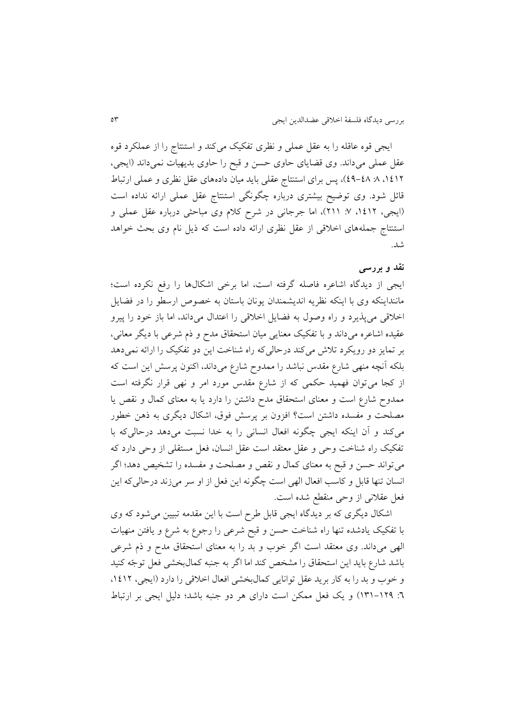ایجی قوه عاقله را به عقل عملی و نظری تفکیک می‌کند و استنتاج را از عملکرد قوه عقل عملی می‌داند. وی قضایای حاوی حسن و قبح را حاوی بدیهیات نمی‌داند (ایجی، ۱٤۱۲، ۸: ٤۸–٤۹)، پس برای استنتاج عقلی باید میان داده‌های عقل نظری و عملی ارتباط قائل شود. وی توضیح بیشتری درباره چگونگی استنتاج عقل عملی ارائه نداده است (ایجی، ۱٤۱۲، ۷: ۲۱۱)، اما جرجانی در شرح کلام وی مباحثی درباره عقل عملی و استنتاج جمله‌های اخلاقی از عقل نظری ارائه داده است که ذیل نام وی بحث خواهد شد.

## نقد و بررسی

ایجی از دیدگاه اشاعره فاصله گرفته است، اما برخی اشکال‌ها را رفع نکرده است؛ ماننداینکه وی با اینکه نظریه اندیشمندان یونان باستان به خصوص ارسطو را در فضایل اخلاقی می‌پذیرد و راه وصول به فضایل اخلاقی را اعتدال می‌داند، اما باز خود را پیرو عقیده اشاعره می‌داند و با تفکیک معنایی میان استحقاق مدح و ذم شرعی با دیگر معانی، بر تمایز دو رویکرد تلاش می‌کند درحالی‌که راه شناخت این دو تفکیک را ارائه نمی‌دهد بلکه آنچه منهی شارع مقدس نباشد را ممدوح شارع می‌داند، اکنون پرسش این است که از کجا می‌توان فهمید حکمی که از شارع مقدس مورد امر و نهی قرار نگرفته است ممدوح شارع است و معنای استحقاق مدح داشتن را دارد یا به معنای کمال و نقص یا مصلحت و مفسده داشتن است؟ افزون بر پرسش فوق، اشکال دیگری به ذهن خطور می‌کند و آن اینکه ایجی چگونه افعال انسانی را به خدا نسبت می‌دهد درحالی‌که با تفکیک راه شناخت وحی و عقل معتقد است عقل انسان، فعل مستقلی از وحی دارد که می‌تواند حسن و قبح به معنای کمال و نقص و مصلحت و مفسده را تشخیص دهد؛ اگر انسان تنها قابل و کاسب افعال الهی است چگونه این فعل از او سر می‌زند درحالی‌که این فعل عقلانی از وحی منقطع شده است.

اشکال دیگری که بر دیدگاه ایجی قابل طرح است با این مقدمه تبیین می‌شود که وی با تفکیک یادشده تنها راه شناخت حسن و قبح شرعی را رجوع به شرع و یافتن منهیات الهی می‌داند. وی معتقد است اگر خوب و بد را به معنای استحقاق مدح و ذم شرعی باشد شارع باید این استحقاق را مشخص کند اما اگر به جنبه کمال‌بخشی فعل توجّه کنید و خوب و بد را به کار برید عقل توانایی کمال‌بخشی افعال اخلاقی را دارد (ایجی، ۱٤۱۲، ٦: ۱۲۹–۱۳۱) و یک فعل ممکن است دارای هر دو جنبه باشد؛ دلیل ایجی بر ارتباط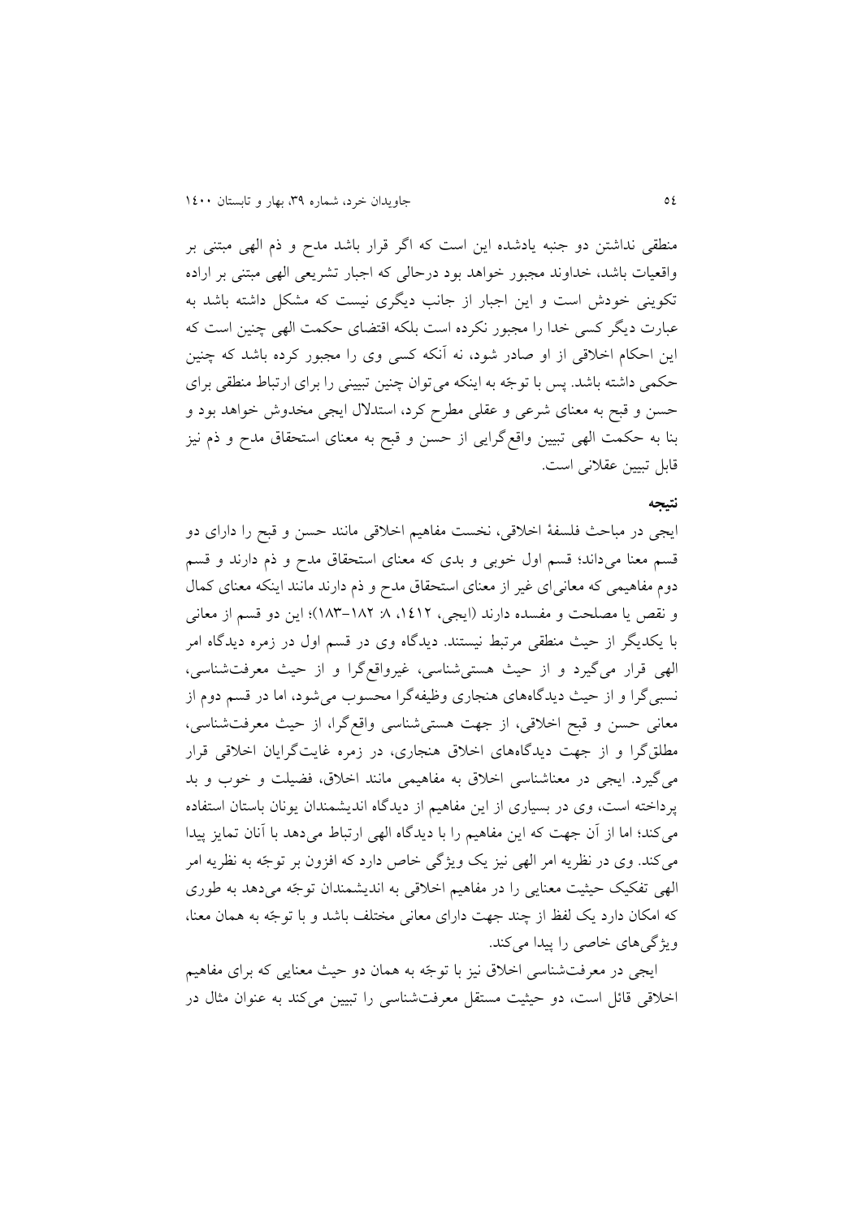منطقی نداشتن دو جنبه یادشده این است که اگر قرار باشد مدح و ذم الهی مبتنی بر واقعیات باشد، خداوند مجبور خواهد بود درحالی که اجبار تشریعی الهی مبتنی بر اراده تکوینی خودش است و این اجبار از جانب دیگری نیست که مشکل داشته باشد به عبارت دیگر کسی خدا را مجبور نکرده است بلکه اقتضای حکمت الهی چنین است که این احکام اخلاقی از او صادر شود، نه آنکه کسی وی را مجبور کرده باشد که چنین حکمی داشته باشد. پس با توجّه به اینکه می‌توان چنین تبیینی را برای ارتباط منطقی برای حسن و قبح به معنای شرعی و عقلی مطرح کرد، استدلال ایجی مخدوش خواهد بود و بنا به حکمت الهی تبیین واقع‌گرایی از حسن و قبح به معنای استحقاق مدح و ذم نیز قابل تبیین عقلانی است.

## نتیجه

ایجی در مباحث فلسفهٔ اخلاقی، نخست مفاهیم اخلاقی مانند حسن و قبح را دارای دو قسم معنا می‌داند؛ قسم اول خوبی و بدی که معنای استحقاق مدح و ذم دارند و قسم دوم مفاهیمی که معانی‌ای غیر از معنای استحقاق مدح و ذم دارند مانند اینکه معنای کمال و نقص یا مصلحت و مفسده دارند (ایجی، ۱۴۱۲، ۸: ۱۸۲-۱۸۳)؛ این دو قسم از معانی با یکدیگر از حیث منطقی مرتبط نیستند. دیدگاه وی در قسم اول در زمره دیدگاه امر الهی قرار می‌گیرد و از حیث هستی‌شناسی، غیرواقع‌گرا و از حیث معرفت‌شناسی، نسبی‌گرا و از حیث دیدگاه‌های هنجاری وظیفه‌گرا محسوب می‌شود، اما در قسم دوم از معانی حسن و قبح اخلاقی، از جهت هستی‌شناسی واقع‌گرا، از حیث معرفت‌شناسی، مطلق‌گرا و از جهت دیدگاه‌های اخلاق هنجاری، در زمره غایت‌گرایان اخلاقی قرار می‌گیرد. ایجی در معناشناسی اخلاق به مفاهیمی مانند اخلاق، فضیلت و خوب و بد پرداخته است، وی در بسیاری از این مفاهیم از دیدگاه اندیشمندان یونان باستان استفاده می‌کند؛ اما از آن جهت که این مفاهیم را با دیدگاه الهی ارتباط می‌دهد با آنان تمایز پیدا می‌کند. وی در نظریه امر الهی نیز یک ویژگی خاص دارد که افزون بر توجّه به نظریه امر الهی تفکیک حیثیت معنایی را در مفاهیم اخلاقی به اندیشمندان توجّه می‌دهد به طوری که امکان دارد یک لفظ از چند جهت دارای معانی مختلف باشد و با توجّه به همان معنا، ویژگی‌های خاصی را پیدا می‌کند.

ایجی در معرفت‌شناسی اخلاق نیز با توجّه به همان دو حیث معنایی که برای مفاهیم اخلاقی قائل است، دو حیثیت مستقل معرفت‌شناسی را تبیین می‌کند به عنوان مثال در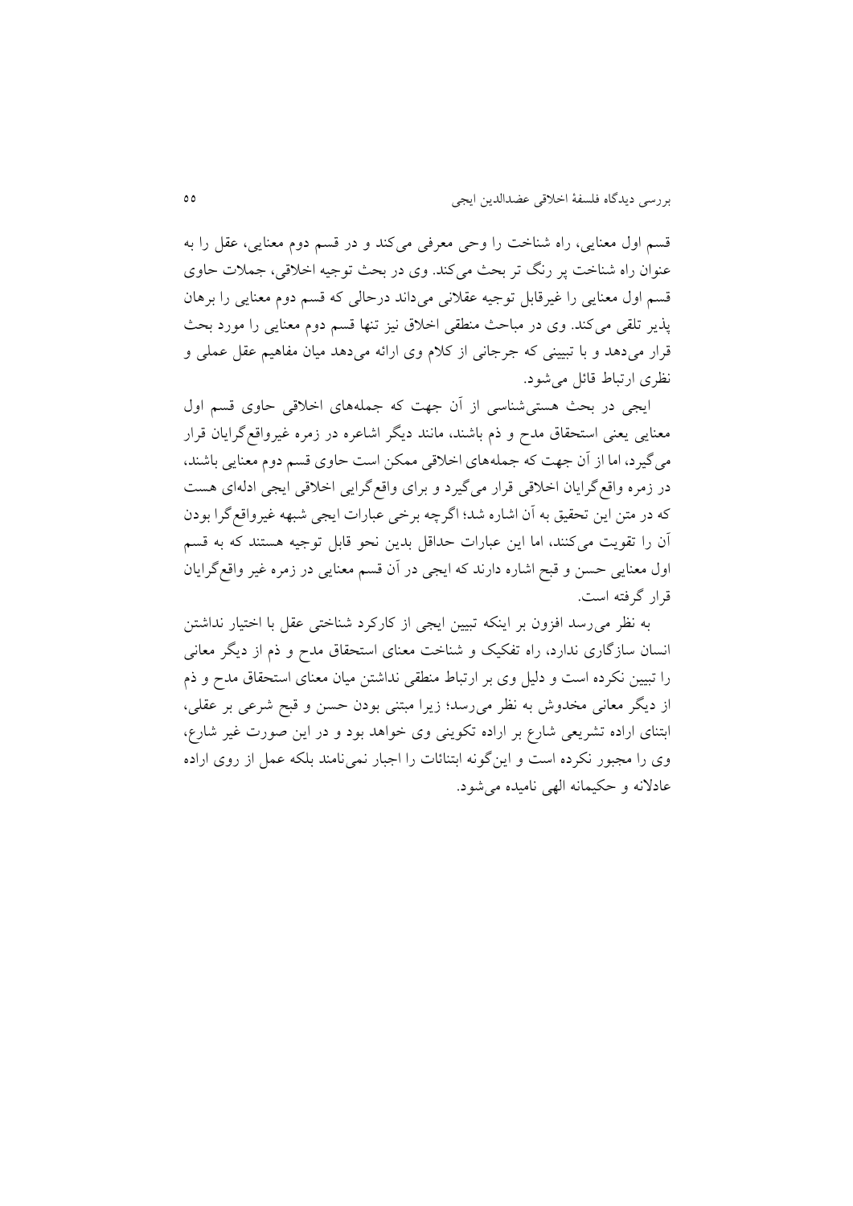قسم اول معنایی، راه شناخت را وحی معرفی می‌کند و در قسم دوم معنایی، عقل را به عنوان راه شناخت پر رنگ تر بحث می‌کند. وی در بحث توجیه اخلاقی، جملات حاوی قسم اول معنایی را غیرقابل توجیه عقلانی می‌داند درحالی که قسم دوم معنایی را برهان پذیر تلقی می‌کند. وی در مباحث منطقی اخلاق نیز تنها قسم دوم معنایی را مورد بحث قرار می‌دهد و با تبیینی که جرجانی از کلام وی ارائه می‌دهد میان مفاهیم عقل عملی و نظری ارتباط قائل می‌شود.

ایجی در بحث هستی‌شناسی از آن جهت که جمله‌های اخلاقی حاوی قسم اول معنایی یعنی استحقاق مدح و ذم باشند، مانند دیگر اشاعره در زمره غیرواقع‌گرایان قرار می‌گیرد، اما از آن جهت که جمله‌های اخلاقی ممکن است حاوی قسم دوم معنایی باشند، در زمره واقع‌گرایان اخلاقی قرار می‌گیرد و برای واقع‌گرایی اخلاقی ایجی ادله‌ای هست که در متن این تحقیق به آن اشاره شد؛ اگرچه برخی عبارات ایجی شبهه غیرواقع‌گرا بودن آن را تقویت می‌کنند، اما این عبارات حداقل بدین نحو قابل توجیه هستند که به قسم اول معنایی حسن و قبح اشاره دارند که ایجی در آن قسم معنایی در زمره غیر واقع‌گرایان قرار گرفته است.

به نظر می‌رسد افزون بر اینکه تبیین ایجی از کارکرد شناختی عقل با اختیار نداشتن انسان سازگاری ندارد، راه تفکیک و شناخت معنای استحقاق مدح و ذم از دیگر معانی را تبیین نکرده است و دلیل وی بر ارتباط منطقی نداشتن میان معنای استحقاق مدح و ذم از دیگر معانی مخدوش به نظر می‌رسد؛ زیرا مبتنی بودن حسن و قبح شرعی بر عقلی، ابتنای اراده تشریعی شارع بر اراده تکوینی وی خواهد بود و در این صورت غیر شارع، وی را مجبور نکرده است و این‌گونه ابتنائات را اجبار نمی‌نامند بلکه عمل از روی اراده عادلانه و حکیمانه الهی نامیده می‌شود.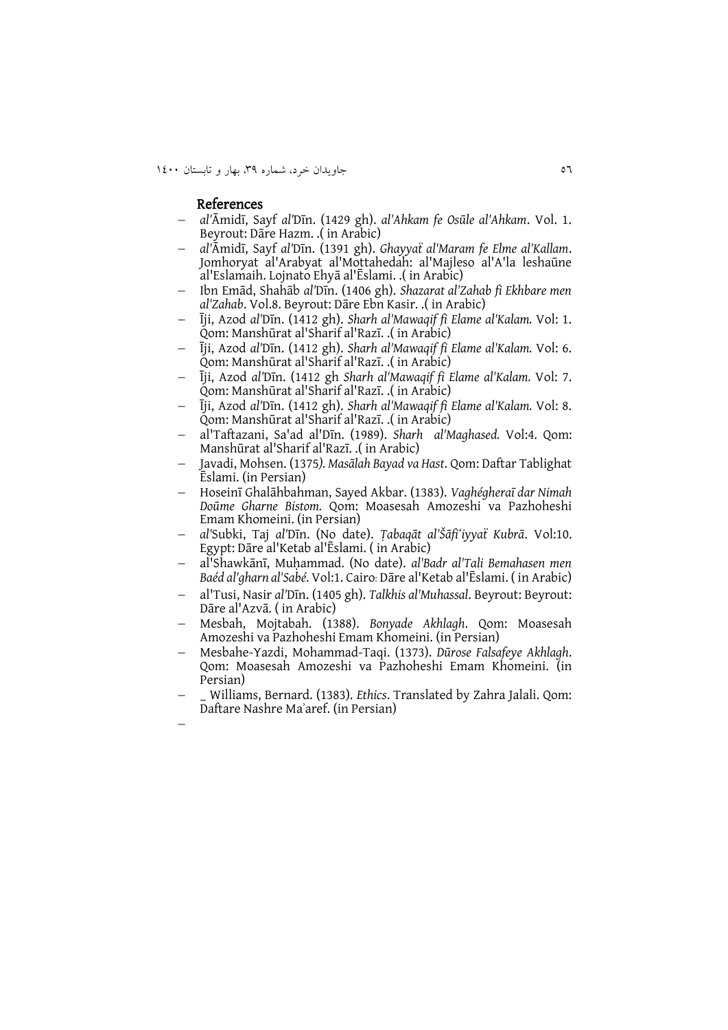## References

- *al'*Āmidī, Sayf *al'*Dīn. (1429 gh). *al'Ahkam fe Osūle al'Ahkam*. Vol. 1. Beyrout: Dāre Hazm. .( in Arabic)
- *al'*Āmidī, Sayf *al'*Dīn. (1391 gh). *Ghayyat al'Maram fe Elme al'Kallam*. Jomhoryat al'Arabyat al'Mottahedah: al'Majleso al'A'la leshaūne al'Eslamaih. Lojnato Ehyā al'Ēslami. .( in Arabic)
- Ibn Emād, Shahāb *al'*Dīn. (1406 gh). *Shazarat al'Zahab fi Ekhbare men al'Zahab*. Vol.8. Beyrout: Dāre Ebn Kasir. .( in Arabic)
- Īji, Azod *al'*Dīn. (1412 gh). *Sharh al'Mawaqif fi Elame al'Kalam.* Vol: 1. Qom: Manshūrat al'Sharif al'Razī. .( in Arabic)
- Īji, Azod *al'*Dīn. (1412 gh). *Sharh al'Mawaqif fi Elame al'Kalam.* Vol: 6. Qom: Manshūrat al'Sharif al'Razī. .( in Arabic)
- Īji, Azod *al'*Dīn. (1412 gh *Sharh al'Mawaqif fi Elame al'Kalam.* Vol: 7. Qom: Manshūrat al'Sharif al'Razī. .( in Arabic)
- Īji, Azod *al'*Dīn. (1412 gh). *Sharh al'Mawaqif fi Elame al'Kalam.* Vol: 8. Qom: Manshūrat al'Sharif al'Razī. .( in Arabic)
- al'Taftazani, Sa'ad al'Dīn. (1989). *Sharh al'Maghased.* Vol:4. Qom: Manshūrat al'Sharif al'Razī. .( in Arabic)
- Javadi, Mohsen. (1375*). Masālah Bayad va Hast*. Qom: Daftar Tablighat Ēslami. (in Persian)
- Hoseinī Ghalāhbahman, Sayed Akbar. (1383). *Vaghégheraī dar Nimah Doūme Gharne Bistom.* Qom: Moasesah Amozeshi va Pazhoheshi Emam Khomeini. (in Persian)
- *al'*Subki, Taj *al'*Dīn. (No date). *Ṭabaqāt al'Šāfiʿiyyat Kubrā*. Vol:10. Egypt: Dāre al'Ketab al'Ēslami. ( in Arabic)
- al'Shawkānī, Muḥammad. (No date). *al'Badr al'Tali Bemahasen men Baéd al'gharn al'Sabé.* Vol:1. Cairo: Dāre al'Ketab al'Ēslami. ( in Arabic)
- al'Tusi, Nasir *al'*Dīn. (1405 gh). *Talkhis al'Muhassal*. Beyrout: Beyrout: Dāre al'Azvā. ( in Arabic)
- Mesbah, Mojtabah. (1388). *Bonyade Akhlagh*. Qom: Moasesah Amozeshi va Pazhoheshi Emam Khomeini. (in Persian)
- Mesbahe-Yazdi, Mohammad-Taqi. (1373). *Dūrose Falsafeye Akhlagh*. Qom: Moasesah Amozeshi va Pazhoheshi Emam Khomeini. (in Persian)
- _ Williams, Bernard. (1383). *Ethics*. Translated by Zahra Jalali. Qom: Daftare Nashre Maʾaref. (in Persian)